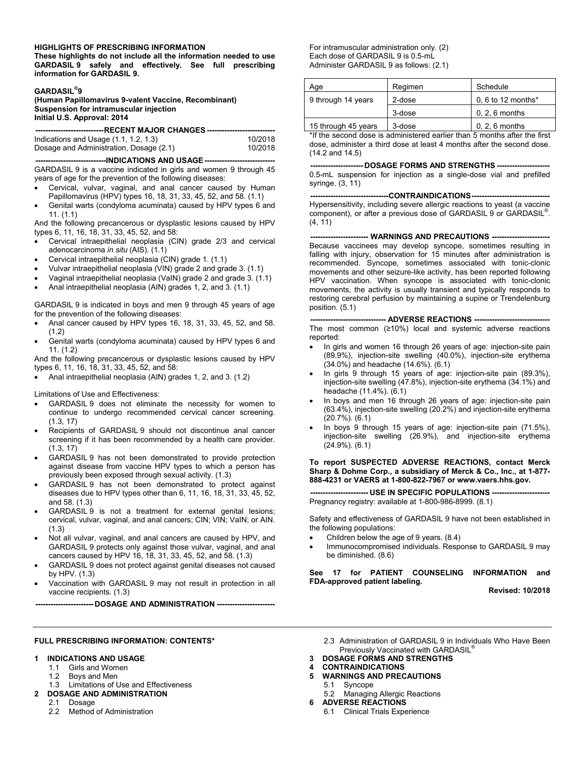**HIGHLIGHTS OF PRESCRIBING INFORMATION**
**These highlights do not include all the information needed to use GARDASIL 9 safely and effectively. See full prescribing information for GARDASIL 9.**

**GARDASIL®9**
**(Human Papillomavirus 9-valent Vaccine, Recombinant)**
**Suspension for intramuscular injection**
**Initial U.S. Approval: 2014**

**RECENT MAJOR CHANGES**

| | |
|---|---|
| Indications and Usage (1.1, 1.2, 1.3) | 10/2018 |
| Dosage and Administration, Dosage (2.1) | 10/2018 |

**INDICATIONS AND USAGE**

GARDASIL 9 is a vaccine indicated in girls and women 9 through 45 years of age for the prevention of the following diseases:

- Cervical, vulvar, vaginal, and anal cancer caused by Human Papillomavirus (HPV) types 16, 18, 31, 33, 45, 52, and 58. (1.1)
- Genital warts (condyloma acuminata) caused by HPV types 6 and 11. (1.1)

And the following precancerous or dysplastic lesions caused by HPV types 6, 11, 16, 18, 31, 33, 45, 52, and 58:

- Cervical intraepithelial neoplasia (CIN) grade 2/3 and cervical adenocarcinoma *in situ* (AIS). (1.1)
- Cervical intraepithelial neoplasia (CIN) grade 1. (1.1)
- Vulvar intraepithelial neoplasia (VIN) grade 2 and grade 3. (1.1)
- Vaginal intraepithelial neoplasia (VaIN) grade 2 and grade 3. (1.1)
- Anal intraepithelial neoplasia (AIN) grades 1, 2, and 3. (1.1)

GARDASIL 9 is indicated in boys and men 9 through 45 years of age for the prevention of the following diseases:

- Anal cancer caused by HPV types 16, 18, 31, 33, 45, 52, and 58. (1.2)
- Genital warts (condyloma acuminata) caused by HPV types 6 and 11. (1.2)

And the following precancerous or dysplastic lesions caused by HPV types 6, 11, 16, 18, 31, 33, 45, 52, and 58:

- Anal intraepithelial neoplasia (AIN) grades 1, 2, and 3. (1.2)

Limitations of Use and Effectiveness:

- GARDASIL 9 does not eliminate the necessity for women to continue to undergo recommended cervical cancer screening. (1.3, 17)
- Recipients of GARDASIL 9 should not discontinue anal cancer screening if it has been recommended by a health care provider. (1.3, 17)
- GARDASIL 9 has not been demonstrated to provide protection against disease from vaccine HPV types to which a person has previously been exposed through sexual activity. (1.3)
- GARDASIL 9 has not been demonstrated to protect against diseases due to HPV types other than 6, 11, 16, 18, 31, 33, 45, 52, and 58. (1.3)
- GARDASIL 9 is not a treatment for external genital lesions; cervical, vulvar, vaginal, and anal cancers; CIN; VIN; VaIN; or AIN. (1.3)
- Not all vulvar, vaginal, and anal cancers are caused by HPV, and GARDASIL 9 protects only against those vulvar, vaginal, and anal cancers caused by HPV 16, 18, 31, 33, 45, 52, and 58. (1.3)
- GARDASIL 9 does not protect against genital diseases not caused by HPV. (1.3)
- Vaccination with GARDASIL 9 may not result in protection in all vaccine recipients. (1.3)

**DOSAGE AND ADMINISTRATION**

For intramuscular administration only. (2)
Each dose of GARDASIL 9 is 0.5-mL
Administer GARDASIL 9 as follows: (2.1)

| Age | Regimen | Schedule |
|---|---|---|
| 9 through 14 years | 2-dose | 0, 6 to 12 months* |
| | 3-dose | 0, 2, 6 months |
| 15 through 45 years | 3-dose | 0, 2, 6 months |

*If the second dose is administered earlier than 5 months after the first dose, administer a third dose at least 4 months after the second dose. (14.2 and 14.5)

**DOSAGE FORMS AND STRENGTHS**

0.5-mL suspension for injection as a single-dose vial and prefilled syringe. (3, 11)

**CONTRAINDICATIONS**

Hypersensitivity, including severe allergic reactions to yeast (a vaccine component), or after a previous dose of GARDASIL 9 or GARDASIL®. (4, 11)

**WARNINGS AND PRECAUTIONS**

Because vaccinees may develop syncope, sometimes resulting in falling with injury, observation for 15 minutes after administration is recommended. Syncope, sometimes associated with tonic-clonic movements and other seizure-like activity, has been reported following HPV vaccination. When syncope is associated with tonic-clonic movements, the activity is usually transient and typically responds to restoring cerebral perfusion by maintaining a supine or Trendelenburg position. (5.1)

**ADVERSE REACTIONS**

The most common (≥10%) local and systemic adverse reactions reported:

- In girls and women 16 through 26 years of age: injection-site pain (89.9%), injection-site swelling (40.0%), injection-site erythema (34.0%) and headache (14.6%). (6.1)
- In girls 9 through 15 years of age: injection-site pain (89.3%), injection-site swelling (47.8%), injection-site erythema (34.1%) and headache (11.4%). (6.1)
- In boys and men 16 through 26 years of age: injection-site pain (63.4%), injection-site swelling (20.2%) and injection-site erythema (20.7%). (6.1)
- In boys 9 through 15 years of age: injection-site pain (71.5%), injection-site swelling (26.9%), and injection-site erythema (24.9%). (6.1)

**To report SUSPECTED ADVERSE REACTIONS, contact Merck Sharp & Dohme Corp., a subsidiary of Merck & Co., Inc., at 1-877-888-4231 or VAERS at 1-800-822-7967 or www.vaers.hhs.gov.**

**USE IN SPECIFIC POPULATIONS**

Pregnancy registry: available at 1-800-986-8999. (8.1)

Safety and effectiveness of GARDASIL 9 have not been established in the following populations:

- Children below the age of 9 years. (8.4)
- Immunocompromised individuals. Response to GARDASIL 9 may be diminished. (8.6)

**See 17 for PATIENT COUNSELING INFORMATION and FDA-approved patient labeling.**

**Revised: 10/2018**

---

**FULL PRESCRIBING INFORMATION: CONTENTS***

**1 INDICATIONS AND USAGE**
- 1.1 Girls and Women
- 1.2 Boys and Men
- 1.3 Limitations of Use and Effectiveness

**2 DOSAGE AND ADMINISTRATION**
- 2.1 Dosage
- 2.2 Method of Administration
- 2.3 Administration of GARDASIL 9 in Individuals Who Have Been Previously Vaccinated with GARDASIL®

**3 DOSAGE FORMS AND STRENGTHS**

**4 CONTRAINDICATIONS**

**5 WARNINGS AND PRECAUTIONS**
- 5.1 Syncope
- 5.2 Managing Allergic Reactions

**6 ADVERSE REACTIONS**
- 6.1 Clinical Trials Experience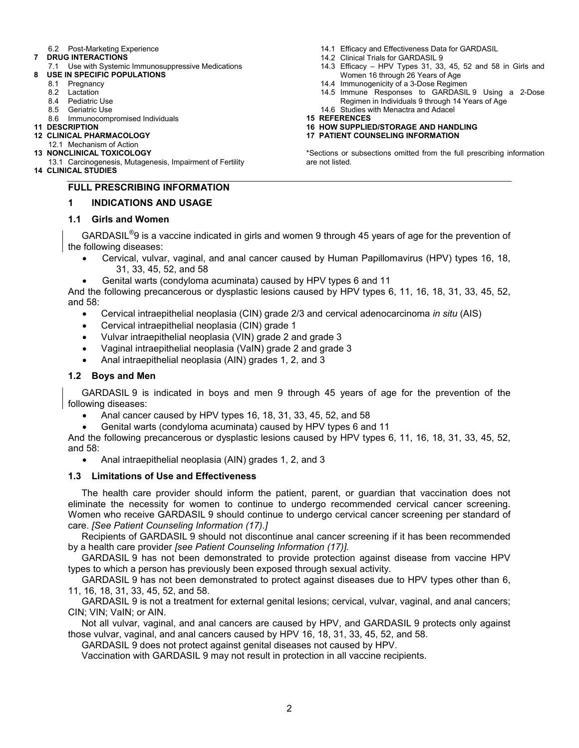6.2 Post-Marketing Experience

**7 DRUG INTERACTIONS**

7.1 Use with Systemic Immunosuppressive Medications

**8 USE IN SPECIFIC POPULATIONS**

8.1 Pregnancy

8.2 Lactation

8.4 Pediatric Use

8.5 Geriatric Use

8.6 Immunocompromised Individuals

**11 DESCRIPTION**

**12 CLINICAL PHARMACOLOGY**

12.1 Mechanism of Action

**13 NONCLINICAL TOXICOLOGY**

13.1 Carcinogenesis, Mutagenesis, Impairment of Fertility

**14 CLINICAL STUDIES**

14.1 Efficacy and Effectiveness Data for GARDASIL

14.2 Clinical Trials for GARDASIL 9

14.3 Efficacy – HPV Types 31, 33, 45, 52 and 58 in Girls and Women 16 through 26 Years of Age

14.4 Immunogenicity of a 3-Dose Regimen

14.5 Immune Responses to GARDASIL 9 Using a 2-Dose Regimen in Individuals 9 through 14 Years of Age

14.6 Studies with Menactra and Adacel

**15 REFERENCES**

**16 HOW SUPPLIED/STORAGE AND HANDLING**

**17 PATIENT COUNSELING INFORMATION**

*Sections or subsections omitted from the full prescribing information are not listed.

## FULL PRESCRIBING INFORMATION

## 1 INDICATIONS AND USAGE

### 1.1 Girls and Women

GARDASIL®9 is a vaccine indicated in girls and women 9 through 45 years of age for the prevention of the following diseases:

- Cervical, vulvar, vaginal, and anal cancer caused by Human Papillomavirus (HPV) types 16, 18, 31, 33, 45, 52, and 58
- Genital warts (condyloma acuminata) caused by HPV types 6 and 11

And the following precancerous or dysplastic lesions caused by HPV types 6, 11, 16, 18, 31, 33, 45, 52, and 58:

- Cervical intraepithelial neoplasia (CIN) grade 2/3 and cervical adenocarcinoma *in situ* (AIS)
- Cervical intraepithelial neoplasia (CIN) grade 1
- Vulvar intraepithelial neoplasia (VIN) grade 2 and grade 3
- Vaginal intraepithelial neoplasia (VaIN) grade 2 and grade 3
- Anal intraepithelial neoplasia (AIN) grades 1, 2, and 3

### 1.2 Boys and Men

GARDASIL 9 is indicated in boys and men 9 through 45 years of age for the prevention of the following diseases:

- Anal cancer caused by HPV types 16, 18, 31, 33, 45, 52, and 58
- Genital warts (condyloma acuminata) caused by HPV types 6 and 11

And the following precancerous or dysplastic lesions caused by HPV types 6, 11, 16, 18, 31, 33, 45, 52, and 58:

- Anal intraepithelial neoplasia (AIN) grades 1, 2, and 3

### 1.3 Limitations of Use and Effectiveness

The health care provider should inform the patient, parent, or guardian that vaccination does not eliminate the necessity for women to continue to undergo recommended cervical cancer screening. Women who receive GARDASIL 9 should continue to undergo cervical cancer screening per standard of care. *[See Patient Counseling Information (17).]*

Recipients of GARDASIL 9 should not discontinue anal cancer screening if it has been recommended by a health care provider *[see Patient Counseling Information (17)]*.

GARDASIL 9 has not been demonstrated to provide protection against disease from vaccine HPV types to which a person has previously been exposed through sexual activity.

GARDASIL 9 has not been demonstrated to protect against diseases due to HPV types other than 6, 11, 16, 18, 31, 33, 45, 52, and 58.

GARDASIL 9 is not a treatment for external genital lesions; cervical, vulvar, vaginal, and anal cancers; CIN; VIN; VaIN; or AIN.

Not all vulvar, vaginal, and anal cancers are caused by HPV, and GARDASIL 9 protects only against those vulvar, vaginal, and anal cancers caused by HPV 16, 18, 31, 33, 45, 52, and 58.

GARDASIL 9 does not protect against genital diseases not caused by HPV.

Vaccination with GARDASIL 9 may not result in protection in all vaccine recipients.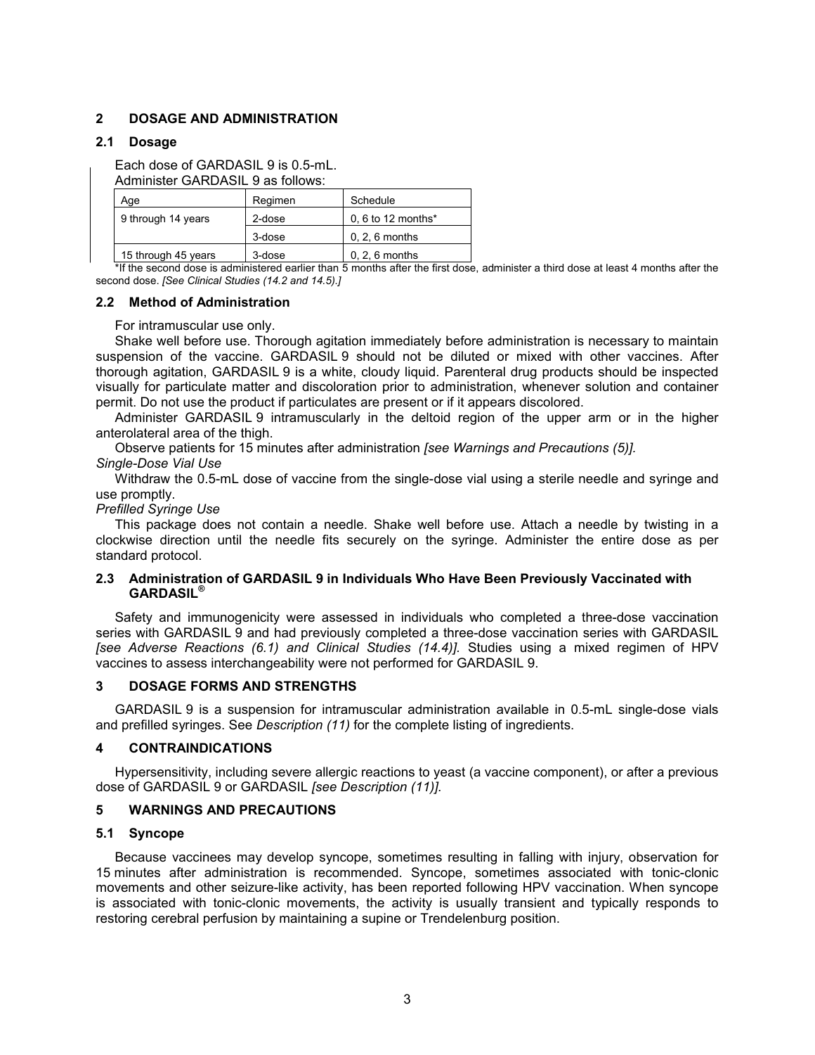## 2 DOSAGE AND ADMINISTRATION

### 2.1 Dosage

Each dose of GARDASIL 9 is 0.5-mL.
Administer GARDASIL 9 as follows:

| Age | Regimen | Schedule |
|---|---|---|
| 9 through 14 years | 2-dose | 0, 6 to 12 months* |
| | 3-dose | 0, 2, 6 months |
| 15 through 45 years | 3-dose | 0, 2, 6 months |

*If the second dose is administered earlier than 5 months after the first dose, administer a third dose at least 4 months after the second dose. *[See Clinical Studies (14.2 and 14.5).]*

### 2.2 Method of Administration

For intramuscular use only.

Shake well before use. Thorough agitation immediately before administration is necessary to maintain suspension of the vaccine. GARDASIL 9 should not be diluted or mixed with other vaccines. After thorough agitation, GARDASIL 9 is a white, cloudy liquid. Parenteral drug products should be inspected visually for particulate matter and discoloration prior to administration, whenever solution and container permit. Do not use the product if particulates are present or if it appears discolored.

Administer GARDASIL 9 intramuscularly in the deltoid region of the upper arm or in the higher anterolateral area of the thigh.

Observe patients for 15 minutes after administration *[see Warnings and Precautions (5)]*.

*Single-Dose Vial Use*

Withdraw the 0.5-mL dose of vaccine from the single-dose vial using a sterile needle and syringe and use promptly.

*Prefilled Syringe Use*

This package does not contain a needle. Shake well before use. Attach a needle by twisting in a clockwise direction until the needle fits securely on the syringe. Administer the entire dose as per standard protocol.

### 2.3 Administration of GARDASIL 9 in Individuals Who Have Been Previously Vaccinated with GARDASIL®

Safety and immunogenicity were assessed in individuals who completed a three-dose vaccination series with GARDASIL 9 and had previously completed a three-dose vaccination series with GARDASIL *[see Adverse Reactions (6.1) and Clinical Studies (14.4)]*. Studies using a mixed regimen of HPV vaccines to assess interchangeability were not performed for GARDASIL 9.

## 3 DOSAGE FORMS AND STRENGTHS

GARDASIL 9 is a suspension for intramuscular administration available in 0.5-mL single-dose vials and prefilled syringes. See *Description (11)* for the complete listing of ingredients.

## 4 CONTRAINDICATIONS

Hypersensitivity, including severe allergic reactions to yeast (a vaccine component), or after a previous dose of GARDASIL 9 or GARDASIL *[see Description (11)]*.

## 5 WARNINGS AND PRECAUTIONS

### 5.1 Syncope

Because vaccinees may develop syncope, sometimes resulting in falling with injury, observation for 15 minutes after administration is recommended. Syncope, sometimes associated with tonic-clonic movements and other seizure-like activity, has been reported following HPV vaccination. When syncope is associated with tonic-clonic movements, the activity is usually transient and typically responds to restoring cerebral perfusion by maintaining a supine or Trendelenburg position.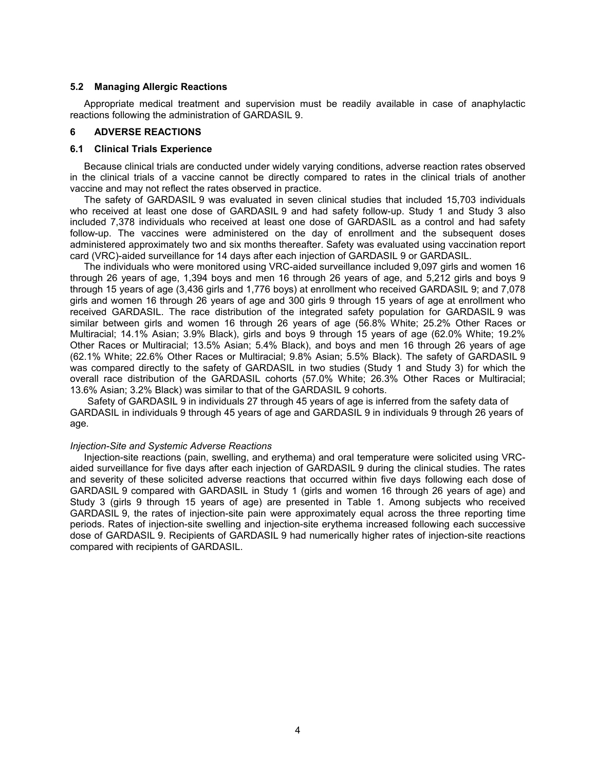### 5.2 Managing Allergic Reactions

Appropriate medical treatment and supervision must be readily available in case of anaphylactic reactions following the administration of GARDASIL 9.

## 6 ADVERSE REACTIONS

### 6.1 Clinical Trials Experience

Because clinical trials are conducted under widely varying conditions, adverse reaction rates observed in the clinical trials of a vaccine cannot be directly compared to rates in the clinical trials of another vaccine and may not reflect the rates observed in practice.

The safety of GARDASIL 9 was evaluated in seven clinical studies that included 15,703 individuals who received at least one dose of GARDASIL 9 and had safety follow-up. Study 1 and Study 3 also included 7,378 individuals who received at least one dose of GARDASIL as a control and had safety follow-up. The vaccines were administered on the day of enrollment and the subsequent doses administered approximately two and six months thereafter. Safety was evaluated using vaccination report card (VRC)-aided surveillance for 14 days after each injection of GARDASIL 9 or GARDASIL.

The individuals who were monitored using VRC-aided surveillance included 9,097 girls and women 16 through 26 years of age, 1,394 boys and men 16 through 26 years of age, and 5,212 girls and boys 9 through 15 years of age (3,436 girls and 1,776 boys) at enrollment who received GARDASIL 9; and 7,078 girls and women 16 through 26 years of age and 300 girls 9 through 15 years of age at enrollment who received GARDASIL. The race distribution of the integrated safety population for GARDASIL 9 was similar between girls and women 16 through 26 years of age (56.8% White; 25.2% Other Races or Multiracial; 14.1% Asian; 3.9% Black), girls and boys 9 through 15 years of age (62.0% White; 19.2% Other Races or Multiracial; 13.5% Asian; 5.4% Black), and boys and men 16 through 26 years of age (62.1% White; 22.6% Other Races or Multiracial; 9.8% Asian; 5.5% Black). The safety of GARDASIL 9 was compared directly to the safety of GARDASIL in two studies (Study 1 and Study 3) for which the overall race distribution of the GARDASIL cohorts (57.0% White; 26.3% Other Races or Multiracial; 13.6% Asian; 3.2% Black) was similar to that of the GARDASIL 9 cohorts.

Safety of GARDASIL 9 in individuals 27 through 45 years of age is inferred from the safety data of GARDASIL in individuals 9 through 45 years of age and GARDASIL 9 in individuals 9 through 26 years of age.

*Injection-Site and Systemic Adverse Reactions*

Injection-site reactions (pain, swelling, and erythema) and oral temperature were solicited using VRC-aided surveillance for five days after each injection of GARDASIL 9 during the clinical studies. The rates and severity of these solicited adverse reactions that occurred within five days following each dose of GARDASIL 9 compared with GARDASIL in Study 1 (girls and women 16 through 26 years of age) and Study 3 (girls 9 through 15 years of age) are presented in Table 1. Among subjects who received GARDASIL 9, the rates of injection-site pain were approximately equal across the three reporting time periods. Rates of injection-site swelling and injection-site erythema increased following each successive dose of GARDASIL 9. Recipients of GARDASIL 9 had numerically higher rates of injection-site reactions compared with recipients of GARDASIL.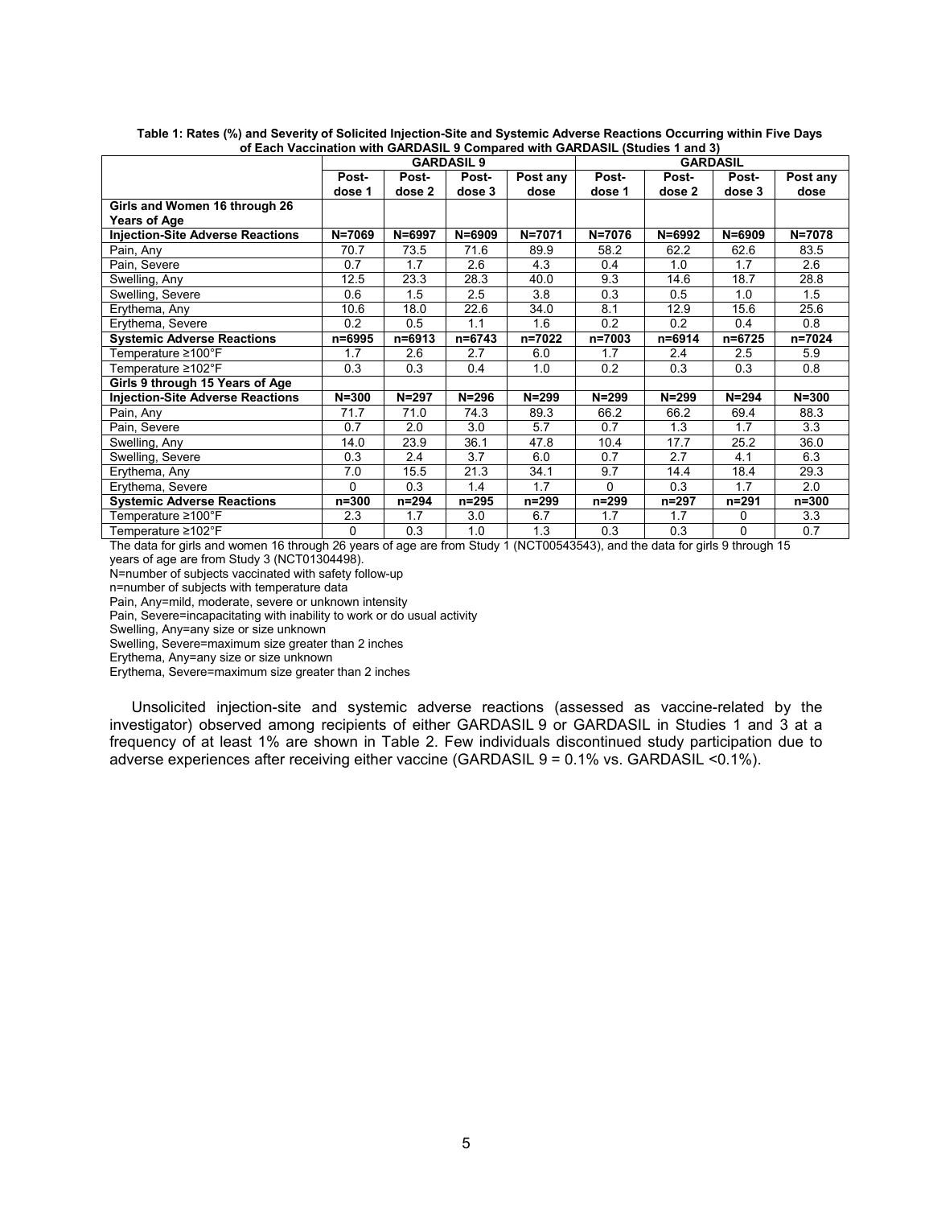**Table 1: Rates (%) and Severity of Solicited Injection-Site and Systemic Adverse Reactions Occurring within Five Days of Each Vaccination with GARDASIL 9 Compared with GARDASIL (Studies 1 and 3)**

| | GARDASIL 9 | | | | GARDASIL | | | |
|---|---|---|---|---|---|---|---|---|
| | Post-dose 1 | Post-dose 2 | Post-dose 3 | Post any dose | Post-dose 1 | Post-dose 2 | Post-dose 3 | Post any dose |
| **Girls and Women 16 through 26 Years of Age** | | | | | | | | |
| **Injection-Site Adverse Reactions** | **N=7069** | **N=6997** | **N=6909** | **N=7071** | **N=7076** | **N=6992** | **N=6909** | **N=7078** |
| Pain, Any | 70.7 | 73.5 | 71.6 | 89.9 | 58.2 | 62.2 | 62.6 | 83.5 |
| Pain, Severe | 0.7 | 1.7 | 2.6 | 4.3 | 0.4 | 1.0 | 1.7 | 2.6 |
| Swelling, Any | 12.5 | 23.3 | 28.3 | 40.0 | 9.3 | 14.6 | 18.7 | 28.8 |
| Swelling, Severe | 0.6 | 1.5 | 2.5 | 3.8 | 0.3 | 0.5 | 1.0 | 1.5 |
| Erythema, Any | 10.6 | 18.0 | 22.6 | 34.0 | 8.1 | 12.9 | 15.6 | 25.6 |
| Erythema, Severe | 0.2 | 0.5 | 1.1 | 1.6 | 0.2 | 0.2 | 0.4 | 0.8 |
| **Systemic Adverse Reactions** | **n=6995** | **n=6913** | **n=6743** | **n=7022** | **n=7003** | **n=6914** | **n=6725** | **n=7024** |
| Temperature ≥100°F | 1.7 | 2.6 | 2.7 | 6.0 | 1.7 | 2.4 | 2.5 | 5.9 |
| Temperature ≥102°F | 0.3 | 0.3 | 0.4 | 1.0 | 0.2 | 0.3 | 0.3 | 0.8 |
| **Girls 9 through 15 Years of Age** | | | | | | | | |
| **Injection-Site Adverse Reactions** | **N=300** | **N=297** | **N=296** | **N=299** | **N=299** | **N=299** | **N=294** | **N=300** |
| Pain, Any | 71.7 | 71.0 | 74.3 | 89.3 | 66.2 | 66.2 | 69.4 | 88.3 |
| Pain, Severe | 0.7 | 2.0 | 3.0 | 5.7 | 0.7 | 1.3 | 1.7 | 3.3 |
| Swelling, Any | 14.0 | 23.9 | 36.1 | 47.8 | 10.4 | 17.7 | 25.2 | 36.0 |
| Swelling, Severe | 0.3 | 2.4 | 3.7 | 6.0 | 0.7 | 2.7 | 4.1 | 6.3 |
| Erythema, Any | 7.0 | 15.5 | 21.3 | 34.1 | 9.7 | 14.4 | 18.4 | 29.3 |
| Erythema, Severe | 0 | 0.3 | 1.4 | 1.7 | 0 | 0.3 | 1.7 | 2.0 |
| **Systemic Adverse Reactions** | **n=300** | **n=294** | **n=295** | **n=299** | **n=299** | **n=297** | **n=291** | **n=300** |
| Temperature ≥100°F | 2.3 | 1.7 | 3.0 | 6.7 | 1.7 | 1.7 | 0 | 3.3 |
| Temperature ≥102°F | 0 | 0.3 | 1.0 | 1.3 | 0.3 | 0.3 | 0 | 0.7 |

The data for girls and women 16 through 26 years of age are from Study 1 (NCT00543543), and the data for girls 9 through 15 years of age are from Study 3 (NCT01304498).
N=number of subjects vaccinated with safety follow-up
n=number of subjects with temperature data
Pain, Any=mild, moderate, severe or unknown intensity
Pain, Severe=incapacitating with inability to work or do usual activity
Swelling, Any=any size or size unknown
Swelling, Severe=maximum size greater than 2 inches
Erythema, Any=any size or size unknown
Erythema, Severe=maximum size greater than 2 inches

Unsolicited injection-site and systemic adverse reactions (assessed as vaccine-related by the investigator) observed among recipients of either GARDASIL 9 or GARDASIL in Studies 1 and 3 at a frequency of at least 1% are shown in Table 2. Few individuals discontinued study participation due to adverse experiences after receiving either vaccine (GARDASIL 9 = 0.1% vs. GARDASIL <0.1%).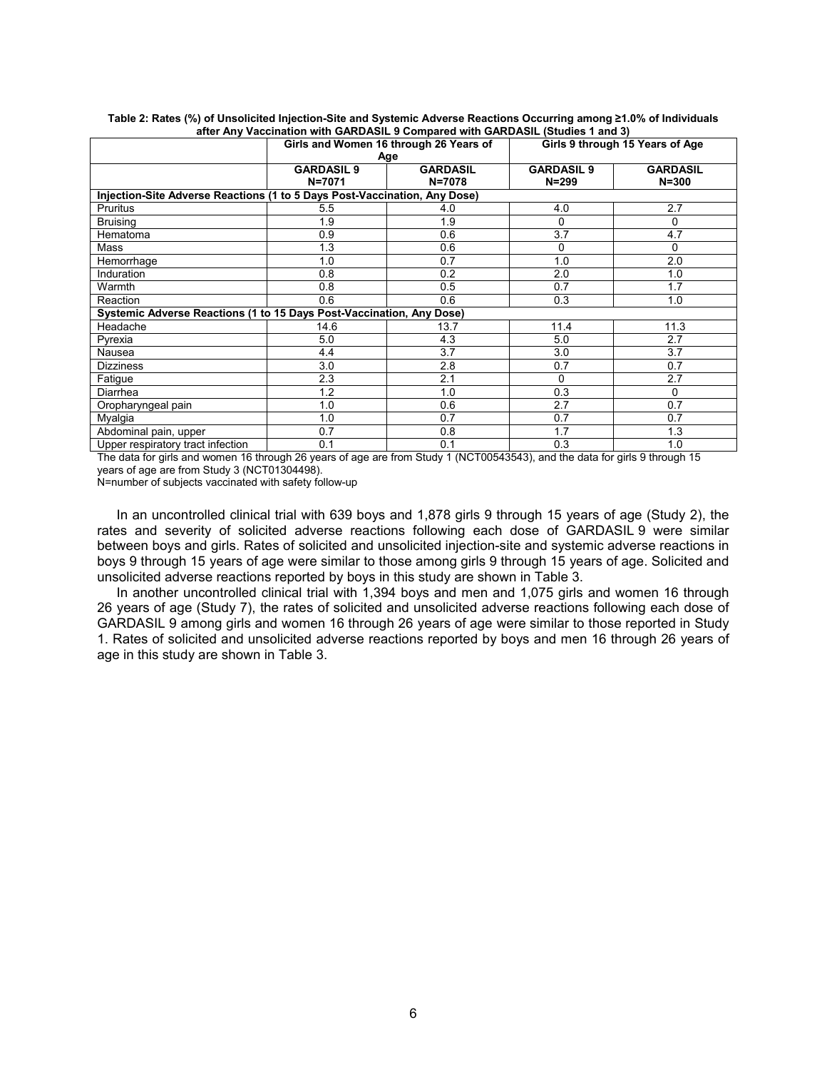**Table 2: Rates (%) of Unsolicited Injection-Site and Systemic Adverse Reactions Occurring among ≥1.0% of Individuals after Any Vaccination with GARDASIL 9 Compared with GARDASIL (Studies 1 and 3)**

| | Girls and Women 16 through 26 Years of Age | | Girls 9 through 15 Years of Age | |
|---|---|---|---|---|
| | **GARDASIL 9 N=7071** | **GARDASIL N=7078** | **GARDASIL 9 N=299** | **GARDASIL N=300** |
| **Injection-Site Adverse Reactions (1 to 5 Days Post-Vaccination, Any Dose)** | | | | |
| Pruritus | 5.5 | 4.0 | 4.0 | 2.7 |
| Bruising | 1.9 | 1.9 | 0 | 0 |
| Hematoma | 0.9 | 0.6 | 3.7 | 4.7 |
| Mass | 1.3 | 0.6 | 0 | 0 |
| Hemorrhage | 1.0 | 0.7 | 1.0 | 2.0 |
| Induration | 0.8 | 0.2 | 2.0 | 1.0 |
| Warmth | 0.8 | 0.5 | 0.7 | 1.7 |
| Reaction | 0.6 | 0.6 | 0.3 | 1.0 |
| **Systemic Adverse Reactions (1 to 15 Days Post-Vaccination, Any Dose)** | | | | |
| Headache | 14.6 | 13.7 | 11.4 | 11.3 |
| Pyrexia | 5.0 | 4.3 | 5.0 | 2.7 |
| Nausea | 4.4 | 3.7 | 3.0 | 3.7 |
| Dizziness | 3.0 | 2.8 | 0.7 | 0.7 |
| Fatigue | 2.3 | 2.1 | 0 | 2.7 |
| Diarrhea | 1.2 | 1.0 | 0.3 | 0 |
| Oropharyngeal pain | 1.0 | 0.6 | 2.7 | 0.7 |
| Myalgia | 1.0 | 0.7 | 0.7 | 0.7 |
| Abdominal pain, upper | 0.7 | 0.8 | 1.7 | 1.3 |
| Upper respiratory tract infection | 0.1 | 0.1 | 0.3 | 1.0 |

The data for girls and women 16 through 26 years of age are from Study 1 (NCT00543543), and the data for girls 9 through 15 years of age are from Study 3 (NCT01304498).

N=number of subjects vaccinated with safety follow-up

In an uncontrolled clinical trial with 639 boys and 1,878 girls 9 through 15 years of age (Study 2), the rates and severity of solicited adverse reactions following each dose of GARDASIL 9 were similar between boys and girls. Rates of solicited and unsolicited injection-site and systemic adverse reactions in boys 9 through 15 years of age were similar to those among girls 9 through 15 years of age. Solicited and unsolicited adverse reactions reported by boys in this study are shown in Table 3.

In another uncontrolled clinical trial with 1,394 boys and men and 1,075 girls and women 16 through 26 years of age (Study 7), the rates of solicited and unsolicited adverse reactions following each dose of GARDASIL 9 among girls and women 16 through 26 years of age were similar to those reported in Study 1. Rates of solicited and unsolicited adverse reactions reported by boys and men 16 through 26 years of age in this study are shown in Table 3.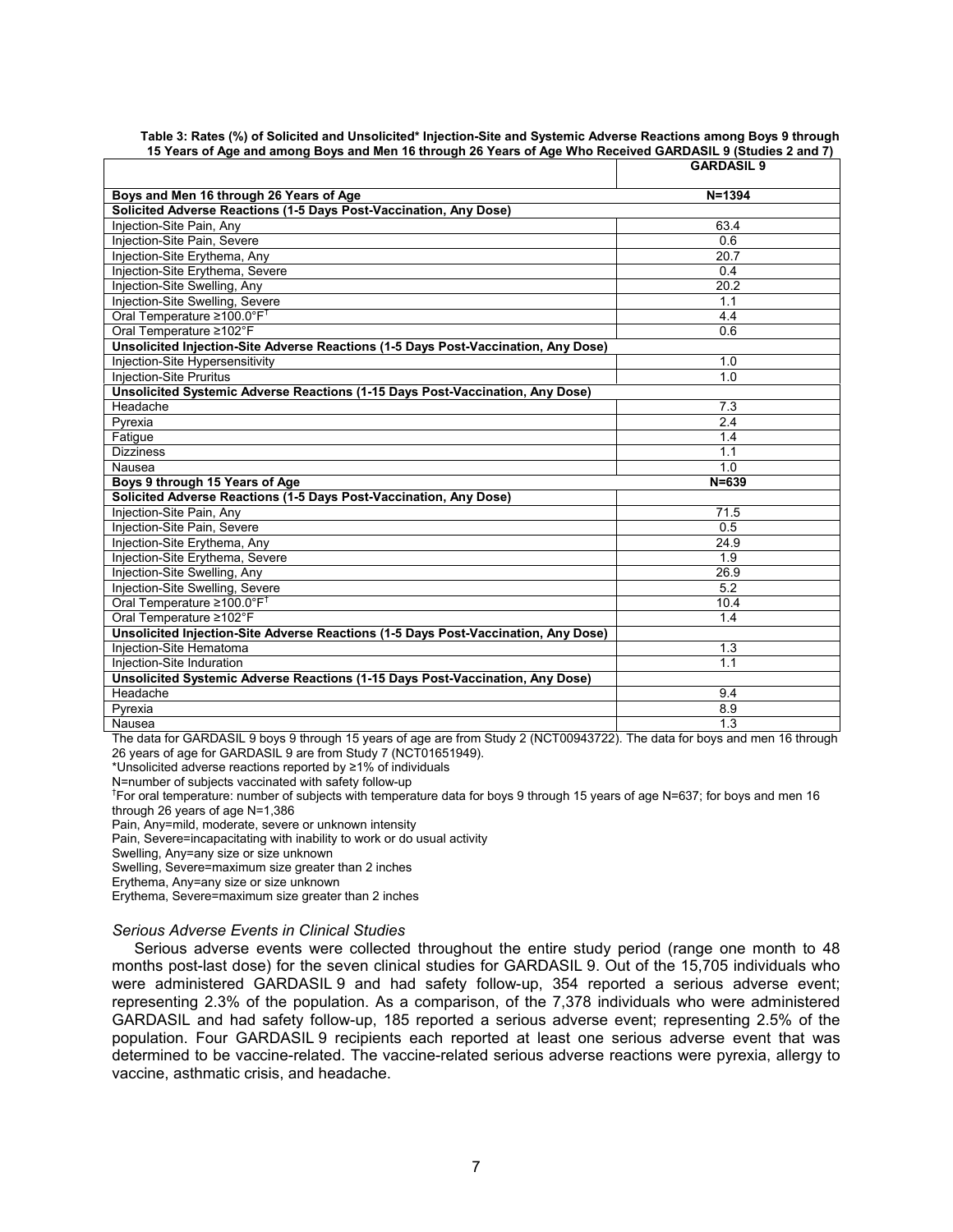**Table 3: Rates (%) of Solicited and Unsolicited* Injection-Site and Systemic Adverse Reactions among Boys 9 through 15 Years of Age and among Boys and Men 16 through 26 Years of Age Who Received GARDASIL 9 (Studies 2 and 7)**

| | GARDASIL 9 |
|---|---|
| **Boys and Men 16 through 26 Years of Age** | **N=1394** |
| **Solicited Adverse Reactions (1-5 Days Post-Vaccination, Any Dose)** | |
| Injection-Site Pain, Any | 63.4 |
| Injection-Site Pain, Severe | 0.6 |
| Injection-Site Erythema, Any | 20.7 |
| Injection-Site Erythema, Severe | 0.4 |
| Injection-Site Swelling, Any | 20.2 |
| Injection-Site Swelling, Severe | 1.1 |
| Oral Temperature ≥100.0°F[†] | 4.4 |
| Oral Temperature ≥102°F | 0.6 |
| **Unsolicited Injection-Site Adverse Reactions (1-5 Days Post-Vaccination, Any Dose)** | |
| Injection-Site Hypersensitivity | 1.0 |
| Injection-Site Pruritus | 1.0 |
| **Unsolicited Systemic Adverse Reactions (1-15 Days Post-Vaccination, Any Dose)** | |
| Headache | 7.3 |
| Pyrexia | 2.4 |
| Fatigue | 1.4 |
| Dizziness | 1.1 |
| Nausea | 1.0 |
| **Boys 9 through 15 Years of Age** | **N=639** |
| **Solicited Adverse Reactions (1-5 Days Post-Vaccination, Any Dose)** | |
| Injection-Site Pain, Any | 71.5 |
| Injection-Site Pain, Severe | 0.5 |
| Injection-Site Erythema, Any | 24.9 |
| Injection-Site Erythema, Severe | 1.9 |
| Injection-Site Swelling, Any | 26.9 |
| Injection-Site Swelling, Severe | 5.2 |
| Oral Temperature ≥100.0°F[†] | 10.4 |
| Oral Temperature ≥102°F | 1.4 |
| **Unsolicited Injection-Site Adverse Reactions (1-5 Days Post-Vaccination, Any Dose)** | |
| Injection-Site Hematoma | 1.3 |
| Injection-Site Induration | 1.1 |
| **Unsolicited Systemic Adverse Reactions (1-15 Days Post-Vaccination, Any Dose)** | |
| Headache | 9.4 |
| Pyrexia | 8.9 |
| Nausea | 1.3 |

The data for GARDASIL 9 boys 9 through 15 years of age are from Study 2 (NCT00943722). The data for boys and men 16 through 26 years of age for GARDASIL 9 are from Study 7 (NCT01651949).

*Unsolicited adverse reactions reported by ≥1% of individuals

N=number of subjects vaccinated with safety follow-up

[†]For oral temperature: number of subjects with temperature data for boys 9 through 15 years of age N=637; for boys and men 16 through 26 years of age N=1,386

Pain, Any=mild, moderate, severe or unknown intensity

Pain, Severe=incapacitating with inability to work or do usual activity

Swelling, Any=any size or size unknown

Swelling, Severe=maximum size greater than 2 inches

Erythema, Any=any size or size unknown

Erythema, Severe=maximum size greater than 2 inches

*Serious Adverse Events in Clinical Studies*

Serious adverse events were collected throughout the entire study period (range one month to 48 months post-last dose) for the seven clinical studies for GARDASIL 9. Out of the 15,705 individuals who were administered GARDASIL 9 and had safety follow-up, 354 reported a serious adverse event; representing 2.3% of the population. As a comparison, of the 7,378 individuals who were administered GARDASIL and had safety follow-up, 185 reported a serious adverse event; representing 2.5% of the population. Four GARDASIL 9 recipients each reported at least one serious adverse event that was determined to be vaccine-related. The vaccine-related serious adverse reactions were pyrexia, allergy to vaccine, asthmatic crisis, and headache.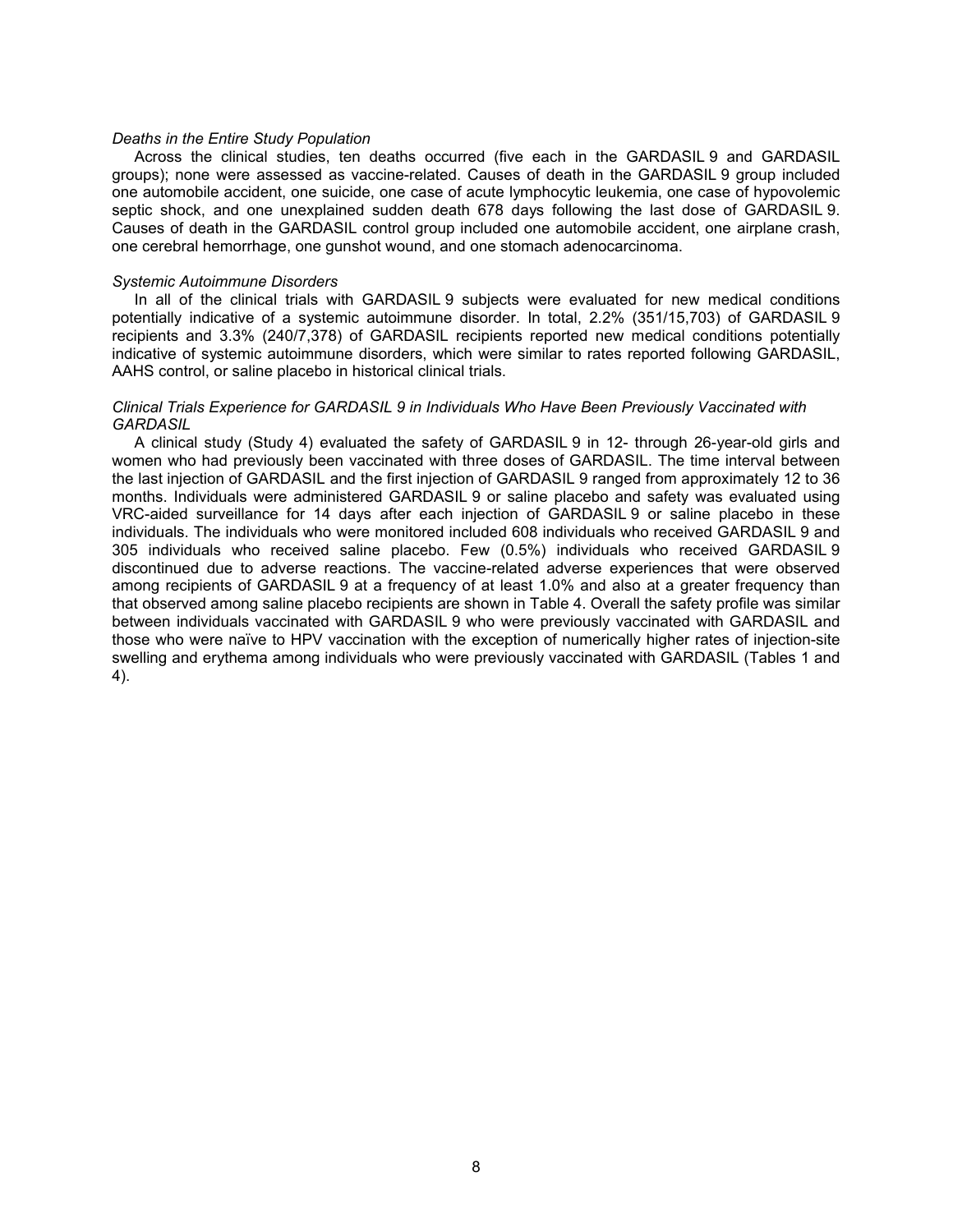*Deaths in the Entire Study Population*

Across the clinical studies, ten deaths occurred (five each in the GARDASIL 9 and GARDASIL groups); none were assessed as vaccine-related. Causes of death in the GARDASIL 9 group included one automobile accident, one suicide, one case of acute lymphocytic leukemia, one case of hypovolemic septic shock, and one unexplained sudden death 678 days following the last dose of GARDASIL 9. Causes of death in the GARDASIL control group included one automobile accident, one airplane crash, one cerebral hemorrhage, one gunshot wound, and one stomach adenocarcinoma.

*Systemic Autoimmune Disorders*

In all of the clinical trials with GARDASIL 9 subjects were evaluated for new medical conditions potentially indicative of a systemic autoimmune disorder. In total, 2.2% (351/15,703) of GARDASIL 9 recipients and 3.3% (240/7,378) of GARDASIL recipients reported new medical conditions potentially indicative of systemic autoimmune disorders, which were similar to rates reported following GARDASIL, AAHS control, or saline placebo in historical clinical trials.

*Clinical Trials Experience for GARDASIL 9 in Individuals Who Have Been Previously Vaccinated with GARDASIL*

A clinical study (Study 4) evaluated the safety of GARDASIL 9 in 12- through 26-year-old girls and women who had previously been vaccinated with three doses of GARDASIL. The time interval between the last injection of GARDASIL and the first injection of GARDASIL 9 ranged from approximately 12 to 36 months. Individuals were administered GARDASIL 9 or saline placebo and safety was evaluated using VRC-aided surveillance for 14 days after each injection of GARDASIL 9 or saline placebo in these individuals. The individuals who were monitored included 608 individuals who received GARDASIL 9 and 305 individuals who received saline placebo. Few (0.5%) individuals who received GARDASIL 9 discontinued due to adverse reactions. The vaccine-related adverse experiences that were observed among recipients of GARDASIL 9 at a frequency of at least 1.0% and also at a greater frequency than that observed among saline placebo recipients are shown in Table 4. Overall the safety profile was similar between individuals vaccinated with GARDASIL 9 who were previously vaccinated with GARDASIL and those who were naïve to HPV vaccination with the exception of numerically higher rates of injection-site swelling and erythema among individuals who were previously vaccinated with GARDASIL (Tables 1 and 4).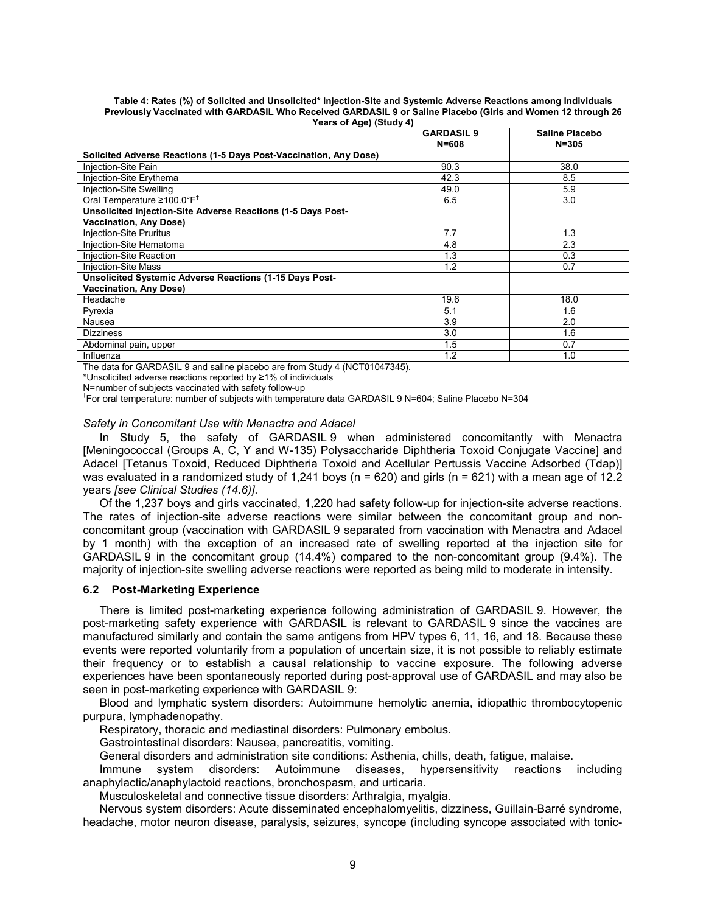**Table 4: Rates (%) of Solicited and Unsolicited* Injection-Site and Systemic Adverse Reactions among Individuals Previously Vaccinated with GARDASIL Who Received GARDASIL 9 or Saline Placebo (Girls and Women 12 through 26 Years of Age) (Study 4)**

| | GARDASIL 9 N=608 | Saline Placebo N=305 |
|---|---|---|
| **Solicited Adverse Reactions (1-5 Days Post-Vaccination, Any Dose)** | | |
| Injection-Site Pain | 90.3 | 38.0 |
| Injection-Site Erythema | 42.3 | 8.5 |
| Injection-Site Swelling | 49.0 | 5.9 |
| Oral Temperature ≥100.0°F[†] | 6.5 | 3.0 |
| **Unsolicited Injection-Site Adverse Reactions (1-5 Days Post-Vaccination, Any Dose)** | | |
| Injection-Site Pruritus | 7.7 | 1.3 |
| Injection-Site Hematoma | 4.8 | 2.3 |
| Injection-Site Reaction | 1.3 | 0.3 |
| Injection-Site Mass | 1.2 | 0.7 |
| **Unsolicited Systemic Adverse Reactions (1-15 Days Post-Vaccination, Any Dose)** | | |
| Headache | 19.6 | 18.0 |
| Pyrexia | 5.1 | 1.6 |
| Nausea | 3.9 | 2.0 |
| Dizziness | 3.0 | 1.6 |
| Abdominal pain, upper | 1.5 | 0.7 |
| Influenza | 1.2 | 1.0 |

The data for GARDASIL 9 and saline placebo are from Study 4 (NCT01047345).
*Unsolicited adverse reactions reported by ≥1% of individuals
N=number of subjects vaccinated with safety follow-up
[†]For oral temperature: number of subjects with temperature data GARDASIL 9 N=604; Saline Placebo N=304

*Safety in Concomitant Use with Menactra and Adacel*

In Study 5, the safety of GARDASIL 9 when administered concomitantly with Menactra [Meningococcal (Groups A, C, Y and W-135) Polysaccharide Diphtheria Toxoid Conjugate Vaccine] and Adacel [Tetanus Toxoid, Reduced Diphtheria Toxoid and Acellular Pertussis Vaccine Adsorbed (Tdap)] was evaluated in a randomized study of 1,241 boys (n = 620) and girls (n = 621) with a mean age of 12.2 years *[see Clinical Studies (14.6)]*.

Of the 1,237 boys and girls vaccinated, 1,220 had safety follow-up for injection-site adverse reactions. The rates of injection-site adverse reactions were similar between the concomitant group and non-concomitant group (vaccination with GARDASIL 9 separated from vaccination with Menactra and Adacel by 1 month) with the exception of an increased rate of swelling reported at the injection site for GARDASIL 9 in the concomitant group (14.4%) compared to the non-concomitant group (9.4%). The majority of injection-site swelling adverse reactions were reported as being mild to moderate in intensity.

### 6.2 Post-Marketing Experience

There is limited post-marketing experience following administration of GARDASIL 9. However, the post-marketing safety experience with GARDASIL is relevant to GARDASIL 9 since the vaccines are manufactured similarly and contain the same antigens from HPV types 6, 11, 16, and 18. Because these events were reported voluntarily from a population of uncertain size, it is not possible to reliably estimate their frequency or to establish a causal relationship to vaccine exposure. The following adverse experiences have been spontaneously reported during post-approval use of GARDASIL and may also be seen in post-marketing experience with GARDASIL 9:

Blood and lymphatic system disorders: Autoimmune hemolytic anemia, idiopathic thrombocytopenic purpura, lymphadenopathy.

Respiratory, thoracic and mediastinal disorders: Pulmonary embolus.

Gastrointestinal disorders: Nausea, pancreatitis, vomiting.

General disorders and administration site conditions: Asthenia, chills, death, fatigue, malaise.

Immune system disorders: Autoimmune diseases, hypersensitivity reactions including anaphylactic/anaphylactoid reactions, bronchospasm, and urticaria.

Musculoskeletal and connective tissue disorders: Arthralgia, myalgia.

Nervous system disorders: Acute disseminated encephalomyelitis, dizziness, Guillain-Barré syndrome, headache, motor neuron disease, paralysis, seizures, syncope (including syncope associated with tonic-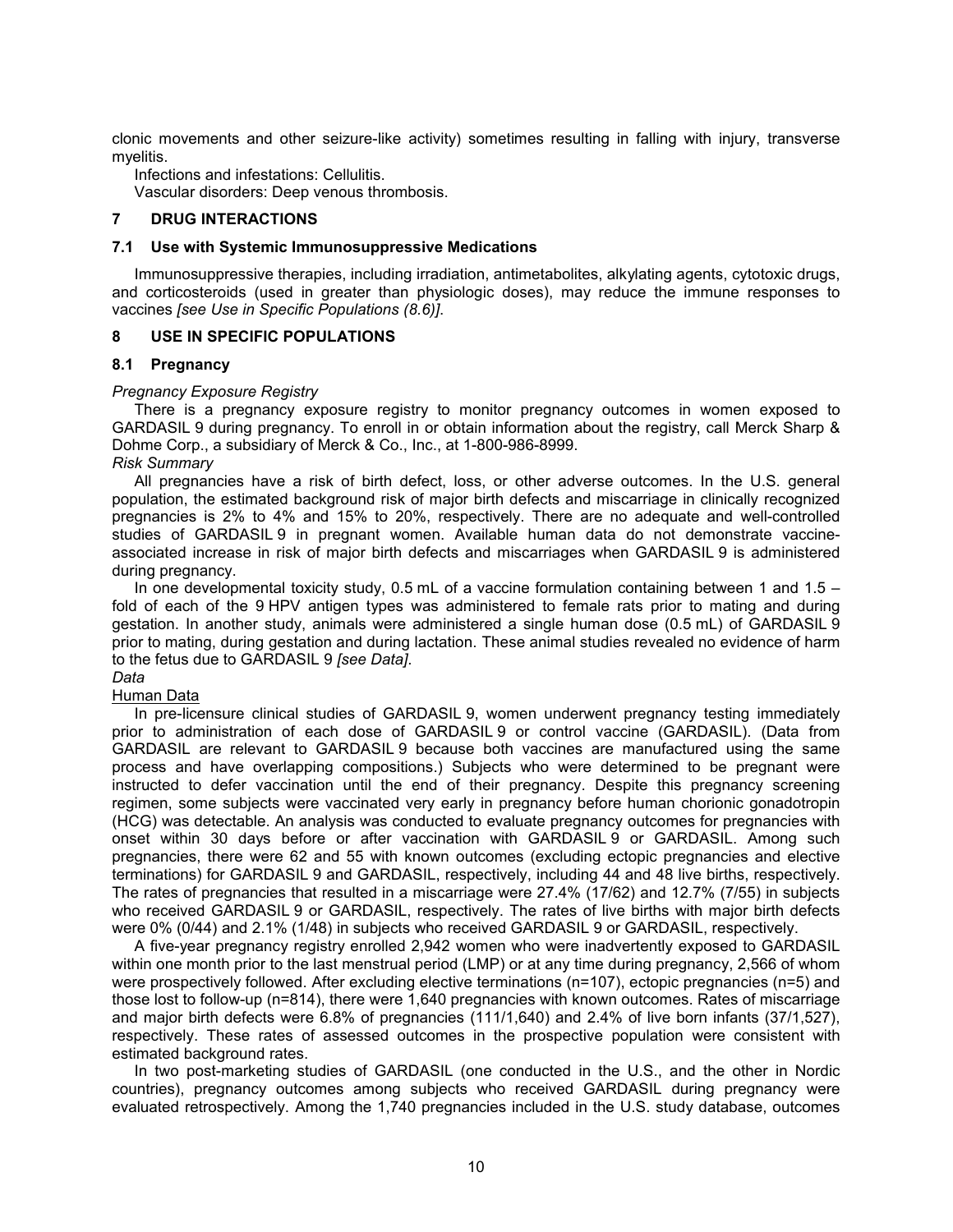clonic movements and other seizure-like activity) sometimes resulting in falling with injury, transverse myelitis.

Infections and infestations: Cellulitis.

Vascular disorders: Deep venous thrombosis.

## 7 DRUG INTERACTIONS

### 7.1 Use with Systemic Immunosuppressive Medications

Immunosuppressive therapies, including irradiation, antimetabolites, alkylating agents, cytotoxic drugs, and corticosteroids (used in greater than physiologic doses), may reduce the immune responses to vaccines *[see Use in Specific Populations (8.6)]*.

## 8 USE IN SPECIFIC POPULATIONS

### 8.1 Pregnancy

*Pregnancy Exposure Registry*

There is a pregnancy exposure registry to monitor pregnancy outcomes in women exposed to GARDASIL 9 during pregnancy. To enroll in or obtain information about the registry, call Merck Sharp & Dohme Corp., a subsidiary of Merck & Co., Inc., at 1-800-986-8999.

*Risk Summary*

All pregnancies have a risk of birth defect, loss, or other adverse outcomes. In the U.S. general population, the estimated background risk of major birth defects and miscarriage in clinically recognized pregnancies is 2% to 4% and 15% to 20%, respectively. There are no adequate and well-controlled studies of GARDASIL 9 in pregnant women. Available human data do not demonstrate vaccine-associated increase in risk of major birth defects and miscarriages when GARDASIL 9 is administered during pregnancy.

In one developmental toxicity study, 0.5 mL of a vaccine formulation containing between 1 and 1.5 – fold of each of the 9 HPV antigen types was administered to female rats prior to mating and during gestation. In another study, animals were administered a single human dose (0.5 mL) of GARDASIL 9 prior to mating, during gestation and during lactation. These animal studies revealed no evidence of harm to the fetus due to GARDASIL 9 *[see Data]*.

*Data*

Human Data

In pre-licensure clinical studies of GARDASIL 9, women underwent pregnancy testing immediately prior to administration of each dose of GARDASIL 9 or control vaccine (GARDASIL). (Data from GARDASIL are relevant to GARDASIL 9 because both vaccines are manufactured using the same process and have overlapping compositions.) Subjects who were determined to be pregnant were instructed to defer vaccination until the end of their pregnancy. Despite this pregnancy screening regimen, some subjects were vaccinated very early in pregnancy before human chorionic gonadotropin (HCG) was detectable. An analysis was conducted to evaluate pregnancy outcomes for pregnancies with onset within 30 days before or after vaccination with GARDASIL 9 or GARDASIL. Among such pregnancies, there were 62 and 55 with known outcomes (excluding ectopic pregnancies and elective terminations) for GARDASIL 9 and GARDASIL, respectively, including 44 and 48 live births, respectively. The rates of pregnancies that resulted in a miscarriage were 27.4% (17/62) and 12.7% (7/55) in subjects who received GARDASIL 9 or GARDASIL, respectively. The rates of live births with major birth defects were 0% (0/44) and 2.1% (1/48) in subjects who received GARDASIL 9 or GARDASIL, respectively.

A five-year pregnancy registry enrolled 2,942 women who were inadvertently exposed to GARDASIL within one month prior to the last menstrual period (LMP) or at any time during pregnancy, 2,566 of whom were prospectively followed. After excluding elective terminations (n=107), ectopic pregnancies (n=5) and those lost to follow-up (n=814), there were 1,640 pregnancies with known outcomes. Rates of miscarriage and major birth defects were 6.8% of pregnancies (111/1,640) and 2.4% of live born infants (37/1,527), respectively. These rates of assessed outcomes in the prospective population were consistent with estimated background rates.

In two post-marketing studies of GARDASIL (one conducted in the U.S., and the other in Nordic countries), pregnancy outcomes among subjects who received GARDASIL during pregnancy were evaluated retrospectively. Among the 1,740 pregnancies included in the U.S. study database, outcomes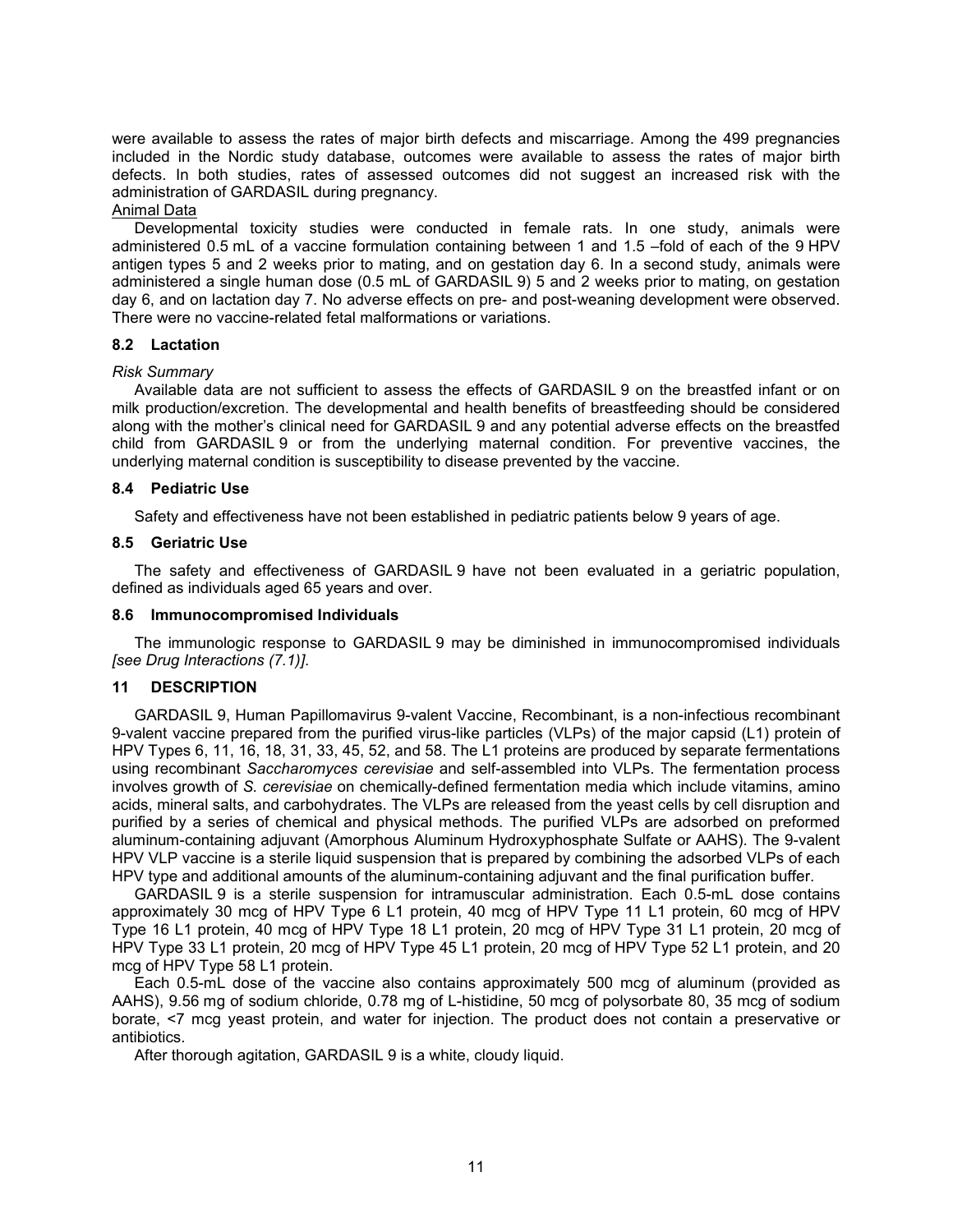were available to assess the rates of major birth defects and miscarriage. Among the 499 pregnancies included in the Nordic study database, outcomes were available to assess the rates of major birth defects. In both studies, rates of assessed outcomes did not suggest an increased risk with the administration of GARDASIL during pregnancy.

Animal Data

Developmental toxicity studies were conducted in female rats. In one study, animals were administered 0.5 mL of a vaccine formulation containing between 1 and 1.5 –fold of each of the 9 HPV antigen types 5 and 2 weeks prior to mating, and on gestation day 6. In a second study, animals were administered a single human dose (0.5 mL of GARDASIL 9) 5 and 2 weeks prior to mating, on gestation day 6, and on lactation day 7. No adverse effects on pre- and post-weaning development were observed. There were no vaccine-related fetal malformations or variations.

### 8.2 Lactation

*Risk Summary*

Available data are not sufficient to assess the effects of GARDASIL 9 on the breastfed infant or on milk production/excretion. The developmental and health benefits of breastfeeding should be considered along with the mother's clinical need for GARDASIL 9 and any potential adverse effects on the breastfed child from GARDASIL 9 or from the underlying maternal condition. For preventive vaccines, the underlying maternal condition is susceptibility to disease prevented by the vaccine.

### 8.4 Pediatric Use

Safety and effectiveness have not been established in pediatric patients below 9 years of age.

### 8.5 Geriatric Use

The safety and effectiveness of GARDASIL 9 have not been evaluated in a geriatric population, defined as individuals aged 65 years and over.

### 8.6 Immunocompromised Individuals

The immunologic response to GARDASIL 9 may be diminished in immunocompromised individuals *[see Drug Interactions (7.1)]*.

## 11 DESCRIPTION

GARDASIL 9, Human Papillomavirus 9-valent Vaccine, Recombinant, is a non-infectious recombinant 9-valent vaccine prepared from the purified virus-like particles (VLPs) of the major capsid (L1) protein of HPV Types 6, 11, 16, 18, 31, 33, 45, 52, and 58. The L1 proteins are produced by separate fermentations using recombinant *Saccharomyces cerevisiae* and self-assembled into VLPs. The fermentation process involves growth of *S. cerevisiae* on chemically-defined fermentation media which include vitamins, amino acids, mineral salts, and carbohydrates. The VLPs are released from the yeast cells by cell disruption and purified by a series of chemical and physical methods. The purified VLPs are adsorbed on preformed aluminum-containing adjuvant (Amorphous Aluminum Hydroxyphosphate Sulfate or AAHS). The 9-valent HPV VLP vaccine is a sterile liquid suspension that is prepared by combining the adsorbed VLPs of each HPV type and additional amounts of the aluminum-containing adjuvant and the final purification buffer.

GARDASIL 9 is a sterile suspension for intramuscular administration. Each 0.5-mL dose contains approximately 30 mcg of HPV Type 6 L1 protein, 40 mcg of HPV Type 11 L1 protein, 60 mcg of HPV Type 16 L1 protein, 40 mcg of HPV Type 18 L1 protein, 20 mcg of HPV Type 31 L1 protein, 20 mcg of HPV Type 33 L1 protein, 20 mcg of HPV Type 45 L1 protein, 20 mcg of HPV Type 52 L1 protein, and 20 mcg of HPV Type 58 L1 protein.

Each 0.5-mL dose of the vaccine also contains approximately 500 mcg of aluminum (provided as AAHS), 9.56 mg of sodium chloride, 0.78 mg of L-histidine, 50 mcg of polysorbate 80, 35 mcg of sodium borate, <7 mcg yeast protein, and water for injection. The product does not contain a preservative or antibiotics.

After thorough agitation, GARDASIL 9 is a white, cloudy liquid.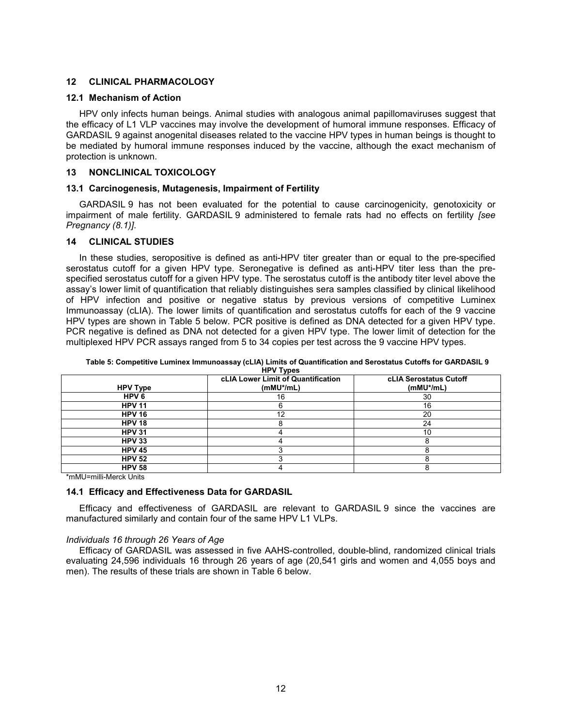## 12 CLINICAL PHARMACOLOGY

### 12.1 Mechanism of Action

HPV only infects human beings. Animal studies with analogous animal papillomaviruses suggest that the efficacy of L1 VLP vaccines may involve the development of humoral immune responses. Efficacy of GARDASIL 9 against anogenital diseases related to the vaccine HPV types in human beings is thought to be mediated by humoral immune responses induced by the vaccine, although the exact mechanism of protection is unknown.

## 13 NONCLINICAL TOXICOLOGY

### 13.1 Carcinogenesis, Mutagenesis, Impairment of Fertility

GARDASIL 9 has not been evaluated for the potential to cause carcinogenicity, genotoxicity or impairment of male fertility. GARDASIL 9 administered to female rats had no effects on fertility *[see Pregnancy (8.1)]*.

## 14 CLINICAL STUDIES

In these studies, seropositive is defined as anti-HPV titer greater than or equal to the pre-specified serostatus cutoff for a given HPV type. Seronegative is defined as anti-HPV titer less than the pre-specified serostatus cutoff for a given HPV type. The serostatus cutoff is the antibody titer level above the assay's lower limit of quantification that reliably distinguishes sera samples classified by clinical likelihood of HPV infection and positive or negative status by previous versions of competitive Luminex Immunoassay (cLIA). The lower limits of quantification and serostatus cutoffs for each of the 9 vaccine HPV types are shown in Table 5 below. PCR positive is defined as DNA detected for a given HPV type. PCR negative is defined as DNA not detected for a given HPV type. The lower limit of detection for the multiplexed HPV PCR assays ranged from 5 to 34 copies per test across the 9 vaccine HPV types.

**Table 5: Competitive Luminex Immunoassay (cLIA) Limits of Quantification and Serostatus Cutoffs for GARDASIL 9 HPV Types**

| HPV Type | cLIA Lower Limit of Quantification (mMU*/mL) | cLIA Serostatus Cutoff (mMU*/mL) |
|---|---|---|
| HPV 6 | 16 | 30 |
| HPV 11 | 6 | 16 |
| HPV 16 | 12 | 20 |
| HPV 18 | 8 | 24 |
| HPV 31 | 4 | 10 |
| HPV 33 | 4 | 8 |
| HPV 45 | 3 | 8 |
| HPV 52 | 3 | 8 |
| HPV 58 | 4 | 8 |

*mMU=milli-Merck Units

### 14.1 Efficacy and Effectiveness Data for GARDASIL

Efficacy and effectiveness of GARDASIL are relevant to GARDASIL 9 since the vaccines are manufactured similarly and contain four of the same HPV L1 VLPs.

*Individuals 16 through 26 Years of Age*

Efficacy of GARDASIL was assessed in five AAHS-controlled, double-blind, randomized clinical trials evaluating 24,596 individuals 16 through 26 years of age (20,541 girls and women and 4,055 boys and men). The results of these trials are shown in Table 6 below.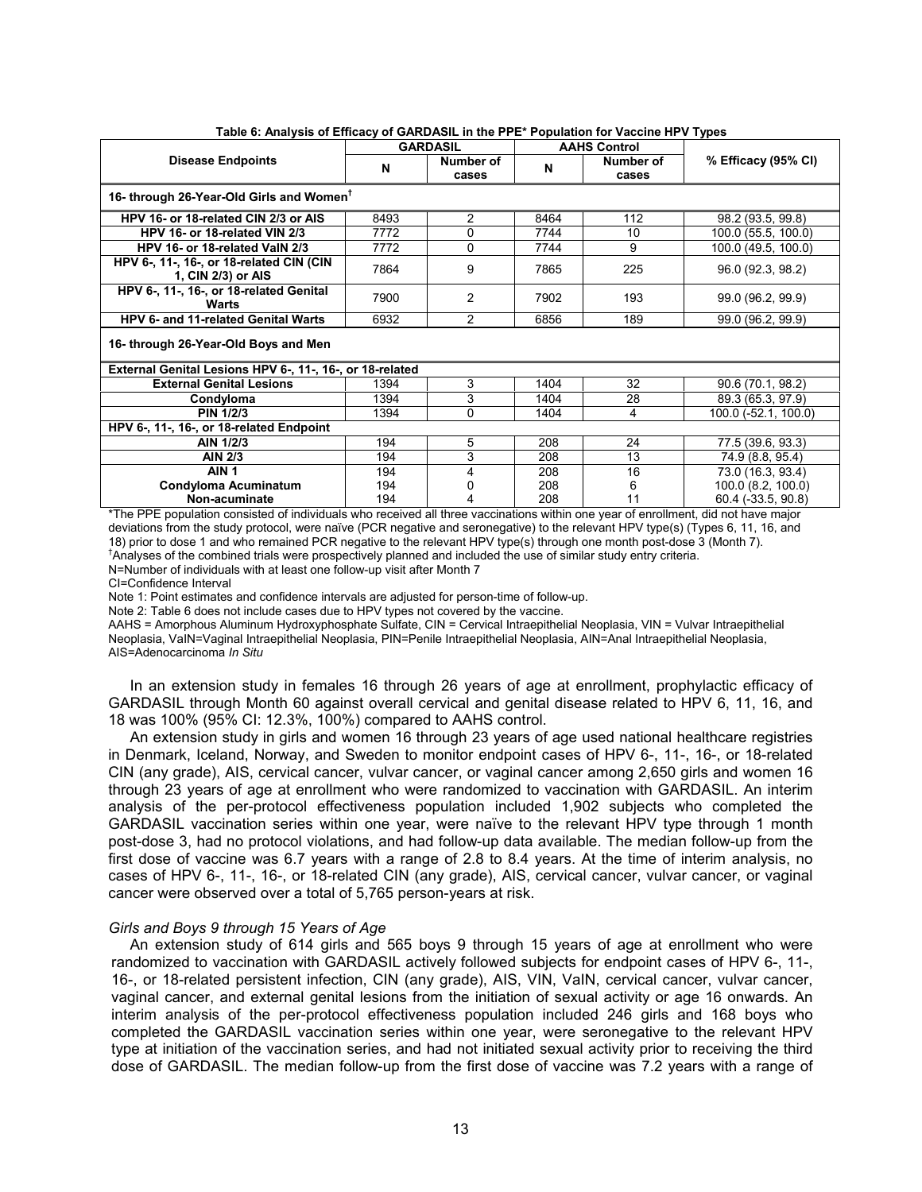**Table 6: Analysis of Efficacy of GARDASIL in the PPE* Population for Vaccine HPV Types**

| Disease Endpoints | GARDASIL | | AAHS Control | | % Efficacy (95% CI) |
|---|---|---|---|---|---|
| | N | Number of cases | N | Number of cases | |
| **16- through 26-Year-Old Girls and Women[†]** | | | | | |
| **HPV 16- or 18-related CIN 2/3 or AIS** | 8493 | 2 | 8464 | 112 | 98.2 (93.5, 99.8) |
| **HPV 16- or 18-related VIN 2/3** | 7772 | 0 | 7744 | 10 | 100.0 (55.5, 100.0) |
| **HPV 16- or 18-related VaIN 2/3** | 7772 | 0 | 7744 | 9 | 100.0 (49.5, 100.0) |
| **HPV 6-, 11-, 16-, or 18-related CIN (CIN 1, CIN 2/3) or AIS** | 7864 | 9 | 7865 | 225 | 96.0 (92.3, 98.2) |
| **HPV 6-, 11-, 16-, or 18-related Genital Warts** | 7900 | 2 | 7902 | 193 | 99.0 (96.2, 99.9) |
| **HPV 6- and 11-related Genital Warts** | 6932 | 2 | 6856 | 189 | 99.0 (96.2, 99.9) |
| **16- through 26-Year-Old Boys and Men** | | | | | |
| **External Genital Lesions HPV 6-, 11-, 16-, or 18-related** | | | | | |
| **External Genital Lesions** | 1394 | 3 | 1404 | 32 | 90.6 (70.1, 98.2) |
| **Condyloma** | 1394 | 3 | 1404 | 28 | 89.3 (65.3, 97.9) |
| **PIN 1/2/3** | 1394 | 0 | 1404 | 4 | 100.0 (-52.1, 100.0) |
| **HPV 6-, 11-, 16-, or 18-related Endpoint** | | | | | |
| **AIN 1/2/3** | 194 | 5 | 208 | 24 | 77.5 (39.6, 93.3) |
| **AIN 2/3** | 194 | 3 | 208 | 13 | 74.9 (8.8, 95.4) |
| **AIN 1** | 194 | 4 | 208 | 16 | 73.0 (16.3, 93.4) |
| **Condyloma Acuminatum** | 194 | 0 | 208 | 6 | 100.0 (8.2, 100.0) |
| **Non-acuminate** | 194 | 4 | 208 | 11 | 60.4 (-33.5, 90.8) |

*The PPE population consisted of individuals who received all three vaccinations within one year of enrollment, did not have major deviations from the study protocol, were naïve (PCR negative and seronegative) to the relevant HPV type(s) (Types 6, 11, 16, and 18) prior to dose 1 and who remained PCR negative to the relevant HPV type(s) through one month post-dose 3 (Month 7).
[†]Analyses of the combined trials were prospectively planned and included the use of similar study entry criteria.
N=Number of individuals with at least one follow-up visit after Month 7
CI=Confidence Interval
Note 1: Point estimates and confidence intervals are adjusted for person-time of follow-up.
Note 2: Table 6 does not include cases due to HPV types not covered by the vaccine.
AAHS = Amorphous Aluminum Hydroxyphosphate Sulfate, CIN = Cervical Intraepithelial Neoplasia, VIN = Vulvar Intraepithelial Neoplasia, VaIN=Vaginal Intraepithelial Neoplasia, PIN=Penile Intraepithelial Neoplasia, AIN=Anal Intraepithelial Neoplasia, AIS=Adenocarcinoma *In Situ*

In an extension study in females 16 through 26 years of age at enrollment, prophylactic efficacy of GARDASIL through Month 60 against overall cervical and genital disease related to HPV 6, 11, 16, and 18 was 100% (95% CI: 12.3%, 100%) compared to AAHS control.

An extension study in girls and women 16 through 23 years of age used national healthcare registries in Denmark, Iceland, Norway, and Sweden to monitor endpoint cases of HPV 6-, 11-, 16-, or 18-related CIN (any grade), AIS, cervical cancer, vulvar cancer, or vaginal cancer among 2,650 girls and women 16 through 23 years of age at enrollment who were randomized to vaccination with GARDASIL. An interim analysis of the per-protocol effectiveness population included 1,902 subjects who completed the GARDASIL vaccination series within one year, were naïve to the relevant HPV type through 1 month post-dose 3, had no protocol violations, and had follow-up data available. The median follow-up from the first dose of vaccine was 6.7 years with a range of 2.8 to 8.4 years. At the time of interim analysis, no cases of HPV 6-, 11-, 16-, or 18-related CIN (any grade), AIS, cervical cancer, vulvar cancer, or vaginal cancer were observed over a total of 5,765 person-years at risk.

*Girls and Boys 9 through 15 Years of Age*

An extension study of 614 girls and 565 boys 9 through 15 years of age at enrollment who were randomized to vaccination with GARDASIL actively followed subjects for endpoint cases of HPV 6-, 11-, 16-, or 18-related persistent infection, CIN (any grade), AIS, VIN, VaIN, cervical cancer, vulvar cancer, vaginal cancer, and external genital lesions from the initiation of sexual activity or age 16 onwards. An interim analysis of the per-protocol effectiveness population included 246 girls and 168 boys who completed the GARDASIL vaccination series within one year, were seronegative to the relevant HPV type at initiation of the vaccination series, and had not initiated sexual activity prior to receiving the third dose of GARDASIL. The median follow-up from the first dose of vaccine was 7.2 years with a range of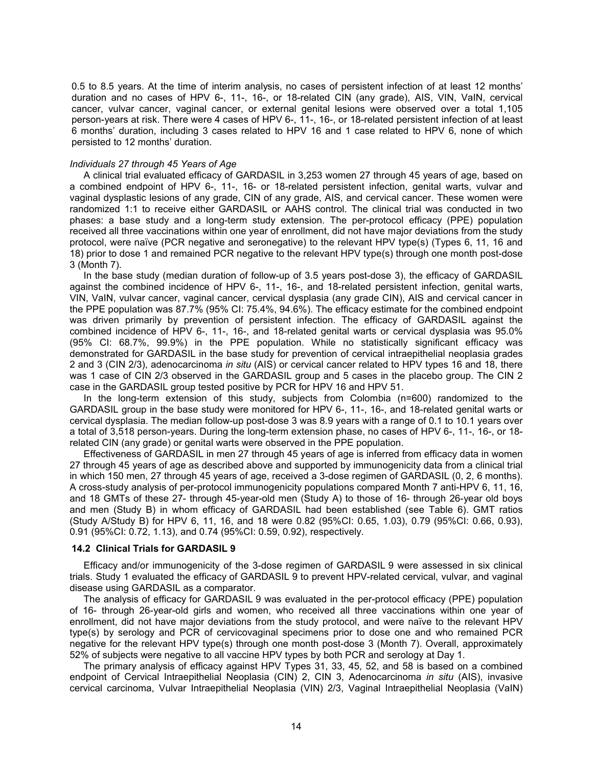0.5 to 8.5 years. At the time of interim analysis, no cases of persistent infection of at least 12 months' duration and no cases of HPV 6-, 11-, 16-, or 18-related CIN (any grade), AIS, VIN, VaIN, cervical cancer, vulvar cancer, vaginal cancer, or external genital lesions were observed over a total 1,105 person-years at risk. There were 4 cases of HPV 6-, 11-, 16-, or 18-related persistent infection of at least 6 months' duration, including 3 cases related to HPV 16 and 1 case related to HPV 6, none of which persisted to 12 months' duration.

*Individuals 27 through 45 Years of Age*

A clinical trial evaluated efficacy of GARDASIL in 3,253 women 27 through 45 years of age, based on a combined endpoint of HPV 6-, 11-, 16- or 18-related persistent infection, genital warts, vulvar and vaginal dysplastic lesions of any grade, CIN of any grade, AIS, and cervical cancer. These women were randomized 1:1 to receive either GARDASIL or AAHS control. The clinical trial was conducted in two phases: a base study and a long-term study extension. The per-protocol efficacy (PPE) population received all three vaccinations within one year of enrollment, did not have major deviations from the study protocol, were naïve (PCR negative and seronegative) to the relevant HPV type(s) (Types 6, 11, 16 and 18) prior to dose 1 and remained PCR negative to the relevant HPV type(s) through one month post-dose 3 (Month 7).

In the base study (median duration of follow-up of 3.5 years post-dose 3), the efficacy of GARDASIL against the combined incidence of HPV 6-, 11-, 16-, and 18-related persistent infection, genital warts, VIN, VaIN, vulvar cancer, vaginal cancer, cervical dysplasia (any grade CIN), AIS and cervical cancer in the PPE population was 87.7% (95% CI: 75.4%, 94.6%). The efficacy estimate for the combined endpoint was driven primarily by prevention of persistent infection. The efficacy of GARDASIL against the combined incidence of HPV 6-, 11-, 16-, and 18-related genital warts or cervical dysplasia was 95.0% (95% CI: 68.7%, 99.9%) in the PPE population. While no statistically significant efficacy was demonstrated for GARDASIL in the base study for prevention of cervical intraepithelial neoplasia grades 2 and 3 (CIN 2/3), adenocarcinoma *in situ* (AIS) or cervical cancer related to HPV types 16 and 18, there was 1 case of CIN 2/3 observed in the GARDASIL group and 5 cases in the placebo group. The CIN 2 case in the GARDASIL group tested positive by PCR for HPV 16 and HPV 51.

In the long-term extension of this study, subjects from Colombia (n=600) randomized to the GARDASIL group in the base study were monitored for HPV 6-, 11-, 16-, and 18-related genital warts or cervical dysplasia. The median follow-up post-dose 3 was 8.9 years with a range of 0.1 to 10.1 years over a total of 3,518 person-years. During the long-term extension phase, no cases of HPV 6-, 11-, 16-, or 18-related CIN (any grade) or genital warts were observed in the PPE population.

Effectiveness of GARDASIL in men 27 through 45 years of age is inferred from efficacy data in women 27 through 45 years of age as described above and supported by immunogenicity data from a clinical trial in which 150 men, 27 through 45 years of age, received a 3-dose regimen of GARDASIL (0, 2, 6 months). A cross-study analysis of per-protocol immunogenicity populations compared Month 7 anti-HPV 6, 11, 16, and 18 GMTs of these 27- through 45-year-old men (Study A) to those of 16- through 26-year old boys and men (Study B) in whom efficacy of GARDASIL had been established (see Table 6). GMT ratios (Study A/Study B) for HPV 6, 11, 16, and 18 were 0.82 (95%CI: 0.65, 1.03), 0.79 (95%CI: 0.66, 0.93), 0.91 (95%CI: 0.72, 1.13), and 0.74 (95%CI: 0.59, 0.92), respectively.

### 14.2 Clinical Trials for GARDASIL 9

Efficacy and/or immunogenicity of the 3-dose regimen of GARDASIL 9 were assessed in six clinical trials. Study 1 evaluated the efficacy of GARDASIL 9 to prevent HPV-related cervical, vulvar, and vaginal disease using GARDASIL as a comparator.

The analysis of efficacy for GARDASIL 9 was evaluated in the per-protocol efficacy (PPE) population of 16- through 26-year-old girls and women, who received all three vaccinations within one year of enrollment, did not have major deviations from the study protocol, and were naïve to the relevant HPV type(s) by serology and PCR of cervicovaginal specimens prior to dose one and who remained PCR negative for the relevant HPV type(s) through one month post-dose 3 (Month 7). Overall, approximately 52% of subjects were negative to all vaccine HPV types by both PCR and serology at Day 1.

The primary analysis of efficacy against HPV Types 31, 33, 45, 52, and 58 is based on a combined endpoint of Cervical Intraepithelial Neoplasia (CIN) 2, CIN 3, Adenocarcinoma *in situ* (AIS), invasive cervical carcinoma, Vulvar Intraepithelial Neoplasia (VIN) 2/3, Vaginal Intraepithelial Neoplasia (VaIN)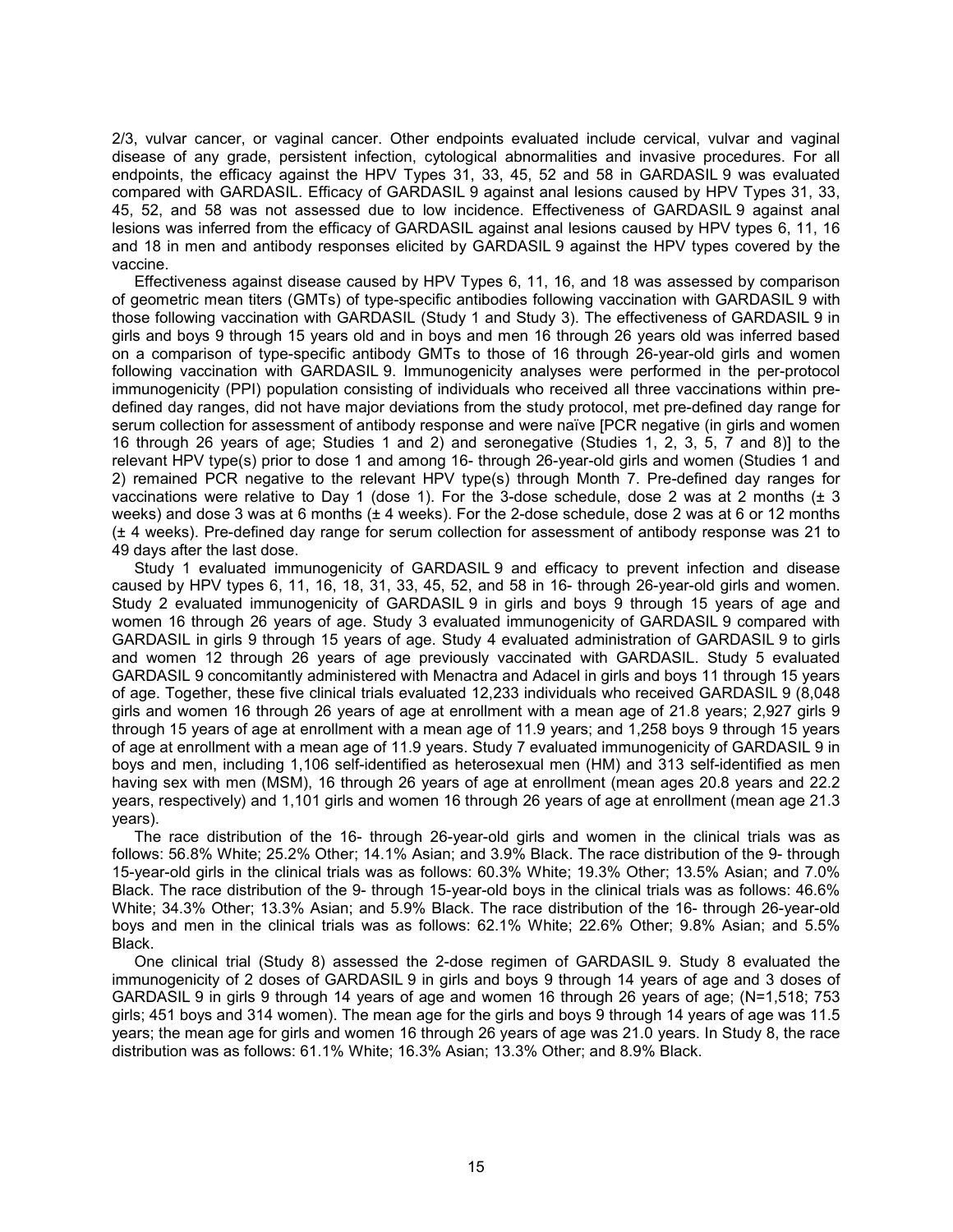2/3, vulvar cancer, or vaginal cancer. Other endpoints evaluated include cervical, vulvar and vaginal disease of any grade, persistent infection, cytological abnormalities and invasive procedures. For all endpoints, the efficacy against the HPV Types 31, 33, 45, 52 and 58 in GARDASIL 9 was evaluated compared with GARDASIL. Efficacy of GARDASIL 9 against anal lesions caused by HPV Types 31, 33, 45, 52, and 58 was not assessed due to low incidence. Effectiveness of GARDASIL 9 against anal lesions was inferred from the efficacy of GARDASIL against anal lesions caused by HPV types 6, 11, 16 and 18 in men and antibody responses elicited by GARDASIL 9 against the HPV types covered by the vaccine.

Effectiveness against disease caused by HPV Types 6, 11, 16, and 18 was assessed by comparison of geometric mean titers (GMTs) of type-specific antibodies following vaccination with GARDASIL 9 with those following vaccination with GARDASIL (Study 1 and Study 3). The effectiveness of GARDASIL 9 in girls and boys 9 through 15 years old and in boys and men 16 through 26 years old was inferred based on a comparison of type-specific antibody GMTs to those of 16 through 26-year-old girls and women following vaccination with GARDASIL 9. Immunogenicity analyses were performed in the per-protocol immunogenicity (PPI) population consisting of individuals who received all three vaccinations within pre-defined day ranges, did not have major deviations from the study protocol, met pre-defined day range for serum collection for assessment of antibody response and were naïve [PCR negative (in girls and women 16 through 26 years of age; Studies 1 and 2) and seronegative (Studies 1, 2, 3, 5, 7 and 8)] to the relevant HPV type(s) prior to dose 1 and among 16- through 26-year-old girls and women (Studies 1 and 2) remained PCR negative to the relevant HPV type(s) through Month 7. Pre-defined day ranges for vaccinations were relative to Day 1 (dose 1). For the 3-dose schedule, dose 2 was at 2 months (± 3 weeks) and dose 3 was at 6 months (± 4 weeks). For the 2-dose schedule, dose 2 was at 6 or 12 months (± 4 weeks). Pre-defined day range for serum collection for assessment of antibody response was 21 to 49 days after the last dose.

Study 1 evaluated immunogenicity of GARDASIL 9 and efficacy to prevent infection and disease caused by HPV types 6, 11, 16, 18, 31, 33, 45, 52, and 58 in 16- through 26-year-old girls and women. Study 2 evaluated immunogenicity of GARDASIL 9 in girls and boys 9 through 15 years of age and women 16 through 26 years of age. Study 3 evaluated immunogenicity of GARDASIL 9 compared with GARDASIL in girls 9 through 15 years of age. Study 4 evaluated administration of GARDASIL 9 to girls and women 12 through 26 years of age previously vaccinated with GARDASIL. Study 5 evaluated GARDASIL 9 concomitantly administered with Menactra and Adacel in girls and boys 11 through 15 years of age. Together, these five clinical trials evaluated 12,233 individuals who received GARDASIL 9 (8,048 girls and women 16 through 26 years of age at enrollment with a mean age of 21.8 years; 2,927 girls 9 through 15 years of age at enrollment with a mean age of 11.9 years; and 1,258 boys 9 through 15 years of age at enrollment with a mean age of 11.9 years. Study 7 evaluated immunogenicity of GARDASIL 9 in boys and men, including 1,106 self-identified as heterosexual men (HM) and 313 self-identified as men having sex with men (MSM), 16 through 26 years of age at enrollment (mean ages 20.8 years and 22.2 years, respectively) and 1,101 girls and women 16 through 26 years of age at enrollment (mean age 21.3 years).

The race distribution of the 16- through 26-year-old girls and women in the clinical trials was as follows: 56.8% White; 25.2% Other; 14.1% Asian; and 3.9% Black. The race distribution of the 9- through 15-year-old girls in the clinical trials was as follows: 60.3% White; 19.3% Other; 13.5% Asian; and 7.0% Black. The race distribution of the 9- through 15-year-old boys in the clinical trials was as follows: 46.6% White; 34.3% Other; 13.3% Asian; and 5.9% Black. The race distribution of the 16- through 26-year-old boys and men in the clinical trials was as follows: 62.1% White; 22.6% Other; 9.8% Asian; and 5.5% Black.

One clinical trial (Study 8) assessed the 2-dose regimen of GARDASIL 9. Study 8 evaluated the immunogenicity of 2 doses of GARDASIL 9 in girls and boys 9 through 14 years of age and 3 doses of GARDASIL 9 in girls 9 through 14 years of age and women 16 through 26 years of age; (N=1,518; 753 girls; 451 boys and 314 women). The mean age for the girls and boys 9 through 14 years of age was 11.5 years; the mean age for girls and women 16 through 26 years of age was 21.0 years. In Study 8, the race distribution was as follows: 61.1% White; 16.3% Asian; 13.3% Other; and 8.9% Black.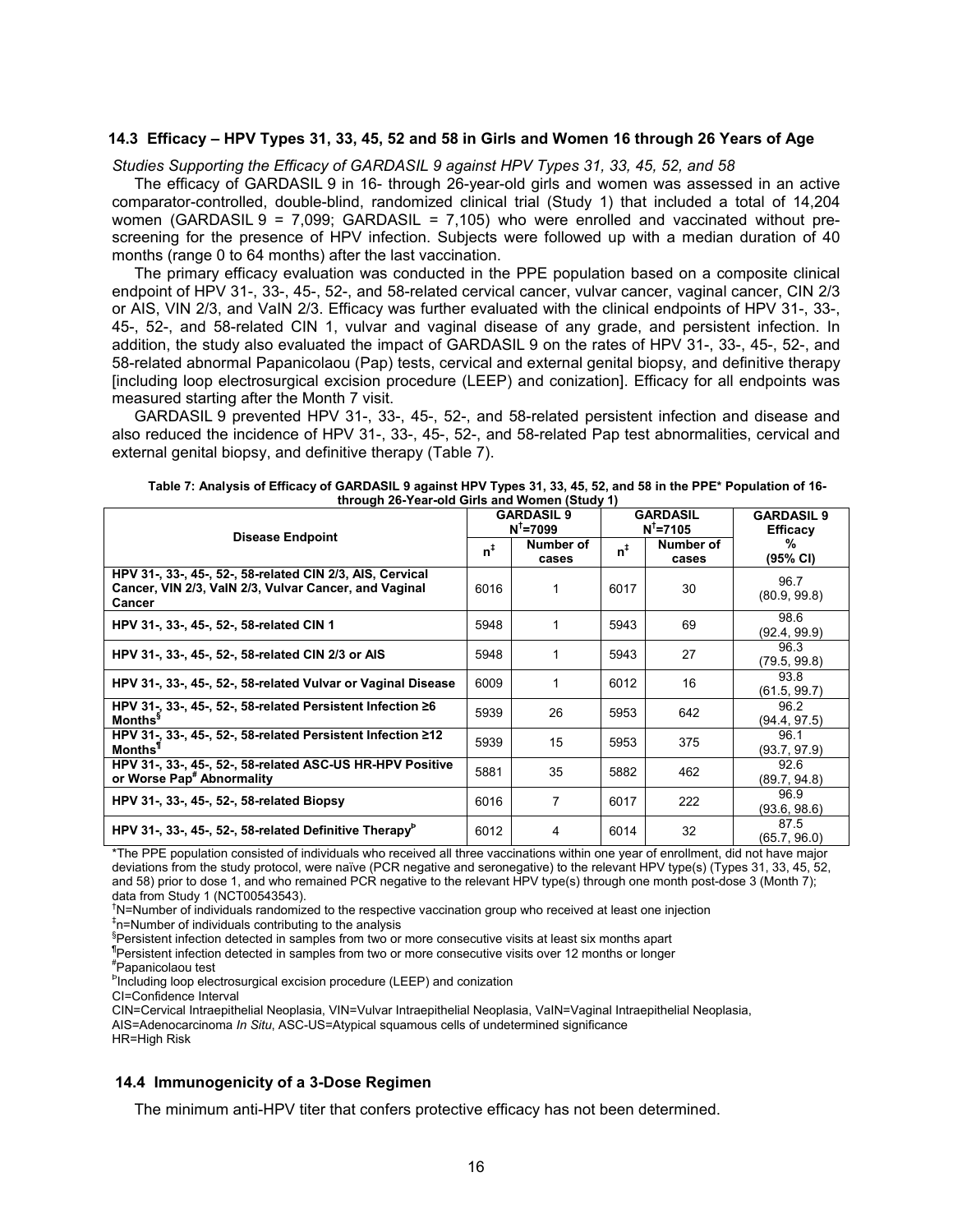### 14.3 Efficacy – HPV Types 31, 33, 45, 52 and 58 in Girls and Women 16 through 26 Years of Age

*Studies Supporting the Efficacy of GARDASIL 9 against HPV Types 31, 33, 45, 52, and 58*

The efficacy of GARDASIL 9 in 16- through 26-year-old girls and women was assessed in an active comparator-controlled, double-blind, randomized clinical trial (Study 1) that included a total of 14,204 women (GARDASIL 9 = 7,099; GARDASIL = 7,105) who were enrolled and vaccinated without pre-screening for the presence of HPV infection. Subjects were followed up with a median duration of 40 months (range 0 to 64 months) after the last vaccination.

The primary efficacy evaluation was conducted in the PPE population based on a composite clinical endpoint of HPV 31-, 33-, 45-, 52-, and 58-related cervical cancer, vulvar cancer, vaginal cancer, CIN 2/3 or AIS, VIN 2/3, and VaIN 2/3. Efficacy was further evaluated with the clinical endpoints of HPV 31-, 33-, 45-, 52-, and 58-related CIN 1, vulvar and vaginal disease of any grade, and persistent infection. In addition, the study also evaluated the impact of GARDASIL 9 on the rates of HPV 31-, 33-, 45-, 52-, and 58-related abnormal Papanicolaou (Pap) tests, cervical and external genital biopsy, and definitive therapy [including loop electrosurgical excision procedure (LEEP) and conization]. Efficacy for all endpoints was measured starting after the Month 7 visit.

GARDASIL 9 prevented HPV 31-, 33-, 45-, 52-, and 58-related persistent infection and disease and also reduced the incidence of HPV 31-, 33-, 45-, 52-, and 58-related Pap test abnormalities, cervical and external genital biopsy, and definitive therapy (Table 7).

**Table 7: Analysis of Efficacy of GARDASIL 9 against HPV Types 31, 33, 45, 52, and 58 in the PPE* Population of 16- through 26-Year-old Girls and Women (Study 1)**

| Disease Endpoint | GARDASIL 9 N[†]=7099 | | GARDASIL N[†]=7105 | | GARDASIL 9 Efficacy |
|---|---|---|---|---|---|
| | n[‡] | Number of cases | n[‡] | Number of cases | % (95% CI) |
| HPV 31-, 33-, 45-, 52-, 58-related CIN 2/3, AIS, Cervical Cancer, VIN 2/3, VaIN 2/3, Vulvar Cancer, and Vaginal Cancer | 6016 | 1 | 6017 | 30 | 96.7 (80.9, 99.8) |
| HPV 31-, 33-, 45-, 52-, 58-related CIN 1 | 5948 | 1 | 5943 | 69 | 98.6 (92.4, 99.9) |
| HPV 31-, 33-, 45-, 52-, 58-related CIN 2/3 or AIS | 5948 | 1 | 5943 | 27 | 96.3 (79.5, 99.8) |
| HPV 31-, 33-, 45-, 52-, 58-related Vulvar or Vaginal Disease | 6009 | 1 | 6012 | 16 | 93.8 (61.5, 99.7) |
| HPV 31-, 33-, 45-, 52-, 58-related Persistent Infection ≥6 Months[§] | 5939 | 26 | 5953 | 642 | 96.2 (94.4, 97.5) |
| HPV 31-, 33-, 45-, 52-, 58-related Persistent Infection ≥12 Months[¶] | 5939 | 15 | 5953 | 375 | 96.1 (93.7, 97.9) |
| HPV 31-, 33-, 45-, 52-, 58-related ASC-US HR-HPV Positive or Worse Pap[#] Abnormality | 5881 | 35 | 5882 | 462 | 92.6 (89.7, 94.8) |
| HPV 31-, 33-, 45-, 52-, 58-related Biopsy | 6016 | 7 | 6017 | 222 | 96.9 (93.6, 98.6) |
| HPV 31-, 33-, 45-, 52-, 58-related Definitive Therapy[Þ] | 6012 | 4 | 6014 | 32 | 87.5 (65.7, 96.0) |

*The PPE population consisted of individuals who received all three vaccinations within one year of enrollment, did not have major deviations from the study protocol, were naïve (PCR negative and seronegative) to the relevant HPV type(s) (Types 31, 33, 45, 52, and 58) prior to dose 1, and who remained PCR negative to the relevant HPV type(s) through one month post-dose 3 (Month 7); data from Study 1 (NCT00543543).

[†]N=Number of individuals randomized to the respective vaccination group who received at least one injection

[‡]n=Number of individuals contributing to the analysis

[§]Persistent infection detected in samples from two or more consecutive visits at least six months apart

[¶]Persistent infection detected in samples from two or more consecutive visits over 12 months or longer

[#]Papanicolaou test

[Þ]Including loop electrosurgical excision procedure (LEEP) and conization

CI=Confidence Interval

CIN=Cervical Intraepithelial Neoplasia, VIN=Vulvar Intraepithelial Neoplasia, VaIN=Vaginal Intraepithelial Neoplasia, AIS=Adenocarcinoma *In Situ*, ASC-US=Atypical squamous cells of undetermined significance

HR=High Risk

### 14.4 Immunogenicity of a 3-Dose Regimen

The minimum anti-HPV titer that confers protective efficacy has not been determined.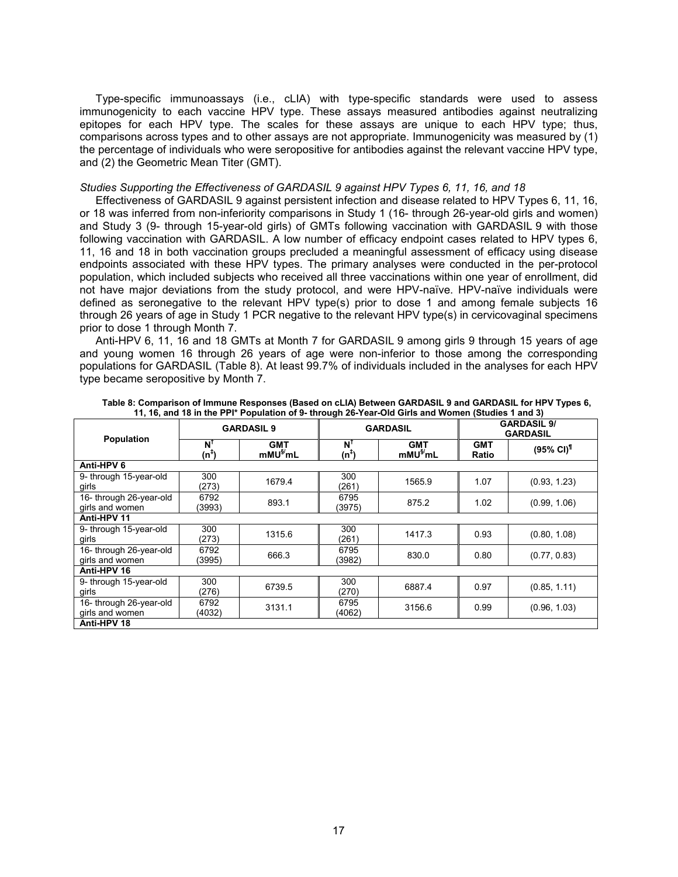Type-specific immunoassays (i.e., cLIA) with type-specific standards were used to assess immunogenicity to each vaccine HPV type. These assays measured antibodies against neutralizing epitopes for each HPV type. The scales for these assays are unique to each HPV type; thus, comparisons across types and to other assays are not appropriate. Immunogenicity was measured by (1) the percentage of individuals who were seropositive for antibodies against the relevant vaccine HPV type, and (2) the Geometric Mean Titer (GMT).

*Studies Supporting the Effectiveness of GARDASIL 9 against HPV Types 6, 11, 16, and 18*

Effectiveness of GARDASIL 9 against persistent infection and disease related to HPV Types 6, 11, 16, or 18 was inferred from non-inferiority comparisons in Study 1 (16- through 26-year-old girls and women) and Study 3 (9- through 15-year-old girls) of GMTs following vaccination with GARDASIL 9 with those following vaccination with GARDASIL. A low number of efficacy endpoint cases related to HPV types 6, 11, 16 and 18 in both vaccination groups precluded a meaningful assessment of efficacy using disease endpoints associated with these HPV types. The primary analyses were conducted in the per-protocol population, which included subjects who received all three vaccinations within one year of enrollment, did not have major deviations from the study protocol, and were HPV-naïve. HPV-naïve individuals were defined as seronegative to the relevant HPV type(s) prior to dose 1 and among female subjects 16 through 26 years of age in Study 1 PCR negative to the relevant HPV type(s) in cervicovaginal specimens prior to dose 1 through Month 7.

Anti-HPV 6, 11, 16 and 18 GMTs at Month 7 for GARDASIL 9 among girls 9 through 15 years of age and young women 16 through 26 years of age were non-inferior to those among the corresponding populations for GARDASIL (Table 8). At least 99.7% of individuals included in the analyses for each HPV type became seropositive by Month 7.

**Table 8: Comparison of Immune Responses (Based on cLIA) Between GARDASIL 9 and GARDASIL for HPV Types 6, 11, 16, and 18 in the PPI\* Population of 9- through 26-Year-Old Girls and Women (Studies 1 and 3)**

| Population | GARDASIL 9 | | GARDASIL | | GARDASIL 9/ GARDASIL | |
|---|---|---|---|---|---|---|
| | N[†] (n[‡]) | GMT mMU[§]/mL | N[†] (n[‡]) | GMT mMU[§]/mL | GMT Ratio | (95% CI)[¶] |
| **Anti-HPV 6** | | | | | | |
| 9- through 15-year-old girls | 300 (273) | 1679.4 | 300 (261) | 1565.9 | 1.07 | (0.93, 1.23) |
| 16- through 26-year-old girls and women | 6792 (3993) | 893.1 | 6795 (3975) | 875.2 | 1.02 | (0.99, 1.06) |
| **Anti-HPV 11** | | | | | | |
| 9- through 15-year-old girls | 300 (273) | 1315.6 | 300 (261) | 1417.3 | 0.93 | (0.80, 1.08) |
| 16- through 26-year-old girls and women | 6792 (3995) | 666.3 | 6795 (3982) | 830.0 | 0.80 | (0.77, 0.83) |
| **Anti-HPV 16** | | | | | | |
| 9- through 15-year-old girls | 300 (276) | 6739.5 | 300 (270) | 6887.4 | 0.97 | (0.85, 1.11) |
| 16- through 26-year-old girls and women | 6792 (4032) | 3131.1 | 6795 (4062) | 3156.6 | 0.99 | (0.96, 1.03) |
| **Anti-HPV 18** | | | | | | |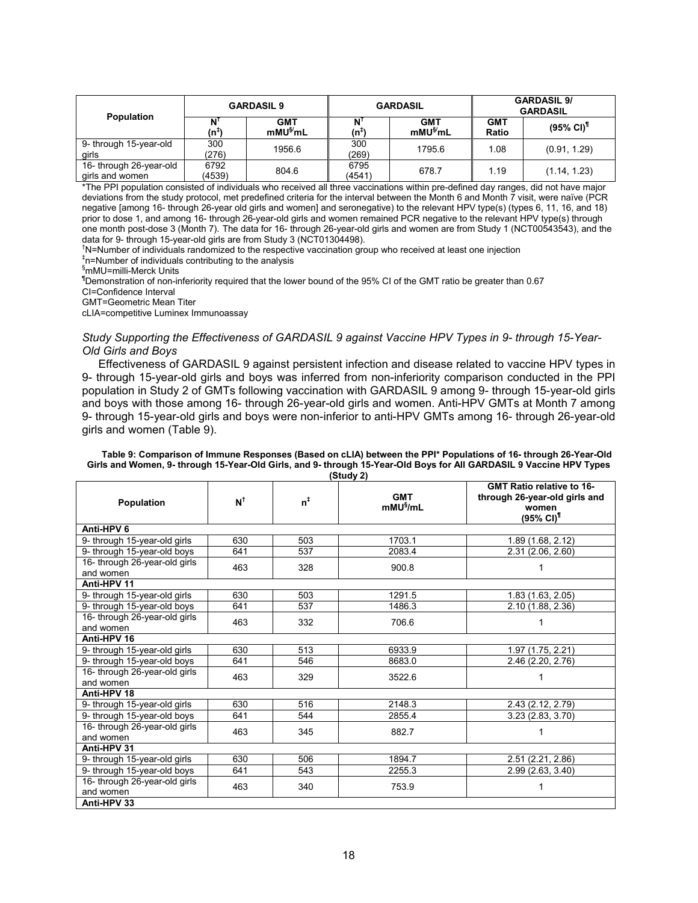| Population | GARDASIL 9 | | GARDASIL | | GARDASIL 9/ GARDASIL | |
|---|---|---|---|---|---|---|
| | N[†] (n[‡]) | GMT mMU[§]/mL | N[†] (n[‡]) | GMT mMU[§]/mL | GMT Ratio | (95% CI)[¶] |
| 9- through 15-year-old girls | 300 (276) | 1956.6 | 300 (269) | 1795.6 | 1.08 | (0.91, 1.29) |
| 16- through 26-year-old girls and women | 6792 (4539) | 804.6 | 6795 (4541) | 678.7 | 1.19 | (1.14, 1.23) |

*The PPI population consisted of individuals who received all three vaccinations within pre-defined day ranges, did not have major deviations from the study protocol, met predefined criteria for the interval between the Month 6 and Month 7 visit, were naïve (PCR negative [among 16- through 26-year old girls and women] and seronegative) to the relevant HPV type(s) (types 6, 11, 16, and 18) prior to dose 1, and among 16- through 26-year-old girls and women remained PCR negative to the relevant HPV type(s) through one month post-dose 3 (Month 7). The data for 16- through 26-year-old girls and women are from Study 1 (NCT00543543), and the data for 9- through 15-year-old girls are from Study 3 (NCT01304498).

[†]N=Number of individuals randomized to the respective vaccination group who received at least one injection

[‡]n=Number of individuals contributing to the analysis

[§]mMU=milli-Merck Units

[¶]Demonstration of non-inferiority required that the lower bound of the 95% CI of the GMT ratio be greater than 0.67

CI=Confidence Interval

GMT=Geometric Mean Titer

cLIA=competitive Luminex Immunoassay

### *Study Supporting the Effectiveness of GARDASIL 9 against Vaccine HPV Types in 9- through 15-Year-Old Girls and Boys*

Effectiveness of GARDASIL 9 against persistent infection and disease related to vaccine HPV types in 9- through 15-year-old girls and boys was inferred from non-inferiority comparison conducted in the PPI population in Study 2 of GMTs following vaccination with GARDASIL 9 among 9- through 15-year-old girls and boys with those among 16- through 26-year-old girls and women. Anti-HPV GMTs at Month 7 among 9- through 15-year-old girls and boys were non-inferior to anti-HPV GMTs among 16- through 26-year-old girls and women (Table 9).

**Table 9: Comparison of Immune Responses (Based on cLIA) between the PPI* Populations of 16- through 26-Year-Old Girls and Women, 9- through 15-Year-Old Girls, and 9- through 15-Year-Old Boys for All GARDASIL 9 Vaccine HPV Types (Study 2)**

| Population | N[†] | n[‡] | GMT mMU[§]/mL | GMT Ratio relative to 16- through 26-year-old girls and women (95% CI)[¶] |
|---|---|---|---|---|
| **Anti-HPV 6** | | | | |
| 9- through 15-year-old girls | 630 | 503 | 1703.1 | 1.89 (1.68, 2.12) |
| 9- through 15-year-old boys | 641 | 537 | 2083.4 | 2.31 (2.06, 2.60) |
| 16- through 26-year-old girls and women | 463 | 328 | 900.8 | 1 |
| **Anti-HPV 11** | | | | |
| 9- through 15-year-old girls | 630 | 503 | 1291.5 | 1.83 (1.63, 2.05) |
| 9- through 15-year-old boys | 641 | 537 | 1486.3 | 2.10 (1.88, 2.36) |
| 16- through 26-year-old girls and women | 463 | 332 | 706.6 | 1 |
| **Anti-HPV 16** | | | | |
| 9- through 15-year-old girls | 630 | 513 | 6933.9 | 1.97 (1.75, 2.21) |
| 9- through 15-year-old boys | 641 | 546 | 8683.0 | 2.46 (2.20, 2.76) |
| 16- through 26-year-old girls and women | 463 | 329 | 3522.6 | 1 |
| **Anti-HPV 18** | | | | |
| 9- through 15-year-old girls | 630 | 516 | 2148.3 | 2.43 (2.12, 2.79) |
| 9- through 15-year-old boys | 641 | 544 | 2855.4 | 3.23 (2.83, 3.70) |
| 16- through 26-year-old girls and women | 463 | 345 | 882.7 | 1 |
| **Anti-HPV 31** | | | | |
| 9- through 15-year-old girls | 630 | 506 | 1894.7 | 2.51 (2.21, 2.86) |
| 9- through 15-year-old boys | 641 | 543 | 2255.3 | 2.99 (2.63, 3.40) |
| 16- through 26-year-old girls and women | 463 | 340 | 753.9 | 1 |
| **Anti-HPV 33** | | | | |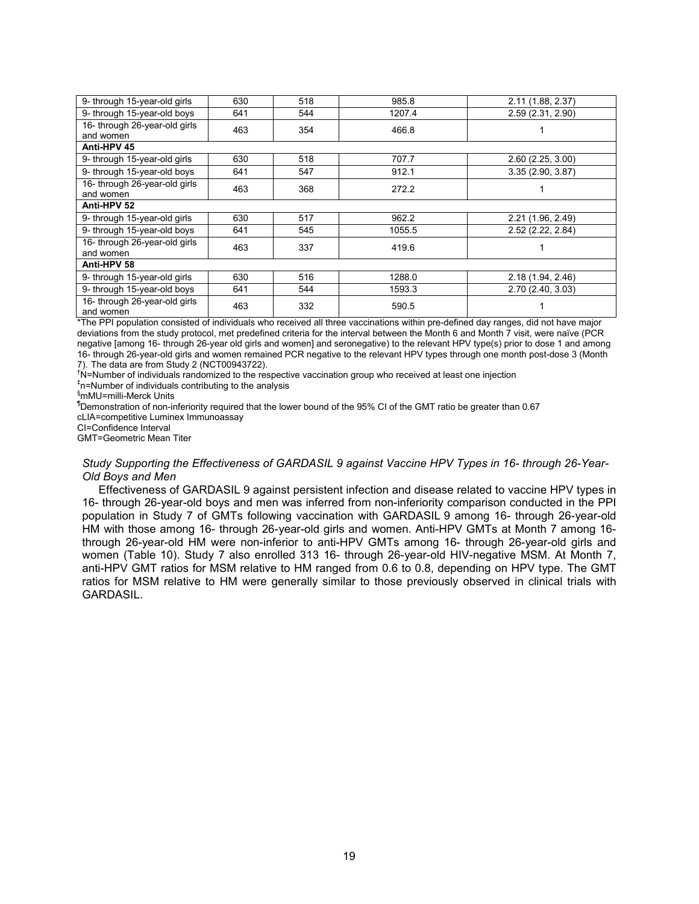| | | | | |
|---|---|---|---|---|
| 9- through 15-year-old girls | 630 | 518 | 985.8 | 2.11 (1.88, 2.37) |
| 9- through 15-year-old boys | 641 | 544 | 1207.4 | 2.59 (2.31, 2.90) |
| 16- through 26-year-old girls and women | 463 | 354 | 466.8 | 1 |
| **Anti-HPV 45** | | | | |
| 9- through 15-year-old girls | 630 | 518 | 707.7 | 2.60 (2.25, 3.00) |
| 9- through 15-year-old boys | 641 | 547 | 912.1 | 3.35 (2.90, 3.87) |
| 16- through 26-year-old girls and women | 463 | 368 | 272.2 | 1 |
| **Anti-HPV 52** | | | | |
| 9- through 15-year-old girls | 630 | 517 | 962.2 | 2.21 (1.96, 2.49) |
| 9- through 15-year-old boys | 641 | 545 | 1055.5 | 2.52 (2.22, 2.84) |
| 16- through 26-year-old girls and women | 463 | 337 | 419.6 | 1 |
| **Anti-HPV 58** | | | | |
| 9- through 15-year-old girls | 630 | 516 | 1288.0 | 2.18 (1.94, 2.46) |
| 9- through 15-year-old boys | 641 | 544 | 1593.3 | 2.70 (2.40, 3.03) |
| 16- through 26-year-old girls and women | 463 | 332 | 590.5 | 1 |

*The PPI population consisted of individuals who received all three vaccinations within pre-defined day ranges, did not have major deviations from the study protocol, met predefined criteria for the interval between the Month 6 and Month 7 visit, were naïve (PCR negative [among 16- through 26-year old girls and women] and seronegative) to the relevant HPV type(s) prior to dose 1 and among 16- through 26-year-old girls and women remained PCR negative to the relevant HPV types through one month post-dose 3 (Month 7). The data are from Study 2 (NCT00943722).

†N=Number of individuals randomized to the respective vaccination group who received at least one injection

‡n=Number of individuals contributing to the analysis

§mMU=milli-Merck Units

¶Demonstration of non-inferiority required that the lower bound of the 95% CI of the GMT ratio be greater than 0.67

cLIA=competitive Luminex Immunoassay

CI=Confidence Interval

GMT=Geometric Mean Titer

*Study Supporting the Effectiveness of GARDASIL 9 against Vaccine HPV Types in 16- through 26-Year-Old Boys and Men*

Effectiveness of GARDASIL 9 against persistent infection and disease related to vaccine HPV types in 16- through 26-year-old boys and men was inferred from non-inferiority comparison conducted in the PPI population in Study 7 of GMTs following vaccination with GARDASIL 9 among 16- through 26-year-old HM with those among 16- through 26-year-old girls and women. Anti-HPV GMTs at Month 7 among 16- through 26-year-old HM were non-inferior to anti-HPV GMTs among 16- through 26-year-old girls and women (Table 10). Study 7 also enrolled 313 16- through 26-year-old HIV-negative MSM. At Month 7, anti-HPV GMT ratios for MSM relative to HM ranged from 0.6 to 0.8, depending on HPV type. The GMT ratios for MSM relative to HM were generally similar to those previously observed in clinical trials with GARDASIL.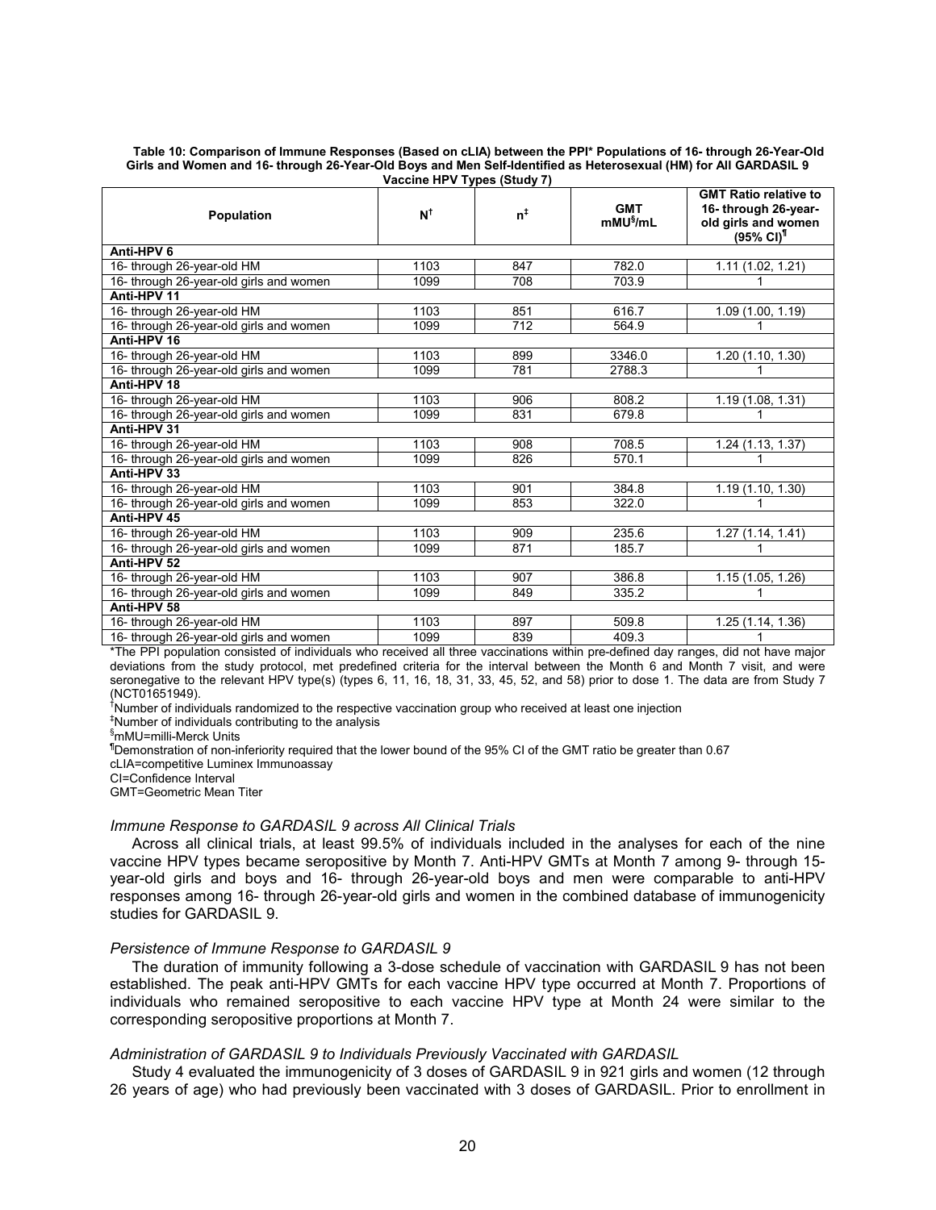**Table 10: Comparison of Immune Responses (Based on cLIA) between the PPI* Populations of 16- through 26-Year-Old Girls and Women and 16- through 26-Year-Old Boys and Men Self-Identified as Heterosexual (HM) for All GARDASIL 9 Vaccine HPV Types (Study 7)**

| Population | N[†] | n[‡] | GMT mMU[§]/mL | GMT Ratio relative to 16- through 26-year-old girls and women (95% CI)[¶] |
|---|---|---|---|---|
| **Anti-HPV 6** | | | | |
| 16- through 26-year-old HM | 1103 | 847 | 782.0 | 1.11 (1.02, 1.21) |
| 16- through 26-year-old girls and women | 1099 | 708 | 703.9 | 1 |
| **Anti-HPV 11** | | | | |
| 16- through 26-year-old HM | 1103 | 851 | 616.7 | 1.09 (1.00, 1.19) |
| 16- through 26-year-old girls and women | 1099 | 712 | 564.9 | 1 |
| **Anti-HPV 16** | | | | |
| 16- through 26-year-old HM | 1103 | 899 | 3346.0 | 1.20 (1.10, 1.30) |
| 16- through 26-year-old girls and women | 1099 | 781 | 2788.3 | 1 |
| **Anti-HPV 18** | | | | |
| 16- through 26-year-old HM | 1103 | 906 | 808.2 | 1.19 (1.08, 1.31) |
| 16- through 26-year-old girls and women | 1099 | 831 | 679.8 | 1 |
| **Anti-HPV 31** | | | | |
| 16- through 26-year-old HM | 1103 | 908 | 708.5 | 1.24 (1.13, 1.37) |
| 16- through 26-year-old girls and women | 1099 | 826 | 570.1 | 1 |
| **Anti-HPV 33** | | | | |
| 16- through 26-year-old HM | 1103 | 901 | 384.8 | 1.19 (1.10, 1.30) |
| 16- through 26-year-old girls and women | 1099 | 853 | 322.0 | 1 |
| **Anti-HPV 45** | | | | |
| 16- through 26-year-old HM | 1103 | 909 | 235.6 | 1.27 (1.14, 1.41) |
| 16- through 26-year-old girls and women | 1099 | 871 | 185.7 | 1 |
| **Anti-HPV 52** | | | | |
| 16- through 26-year-old HM | 1103 | 907 | 386.8 | 1.15 (1.05, 1.26) |
| 16- through 26-year-old girls and women | 1099 | 849 | 335.2 | 1 |
| **Anti-HPV 58** | | | | |
| 16- through 26-year-old HM | 1103 | 897 | 509.8 | 1.25 (1.14, 1.36) |
| 16- through 26-year-old girls and women | 1099 | 839 | 409.3 | 1 |

*The PPI population consisted of individuals who received all three vaccinations within pre-defined day ranges, did not have major deviations from the study protocol, met predefined criteria for the interval between the Month 6 and Month 7 visit, and were seronegative to the relevant HPV type(s) (types 6, 11, 16, 18, 31, 33, 45, 52, and 58) prior to dose 1. The data are from Study 7 (NCT01651949).

[†]Number of individuals randomized to the respective vaccination group who received at least one injection

[‡]Number of individuals contributing to the analysis

[§]mMU=milli-Merck Units

[¶]Demonstration of non-inferiority required that the lower bound of the 95% CI of the GMT ratio be greater than 0.67

cLIA=competitive Luminex Immunoassay

CI=Confidence Interval

GMT=Geometric Mean Titer

*Immune Response to GARDASIL 9 across All Clinical Trials*

Across all clinical trials, at least 99.5% of individuals included in the analyses for each of the nine vaccine HPV types became seropositive by Month 7. Anti-HPV GMTs at Month 7 among 9- through 15-year-old girls and boys and 16- through 26-year-old boys and men were comparable to anti-HPV responses among 16- through 26-year-old girls and women in the combined database of immunogenicity studies for GARDASIL 9.

*Persistence of Immune Response to GARDASIL 9*

The duration of immunity following a 3-dose schedule of vaccination with GARDASIL 9 has not been established. The peak anti-HPV GMTs for each vaccine HPV type occurred at Month 7. Proportions of individuals who remained seropositive to each vaccine HPV type at Month 24 were similar to the corresponding seropositive proportions at Month 7.

*Administration of GARDASIL 9 to Individuals Previously Vaccinated with GARDASIL*

Study 4 evaluated the immunogenicity of 3 doses of GARDASIL 9 in 921 girls and women (12 through 26 years of age) who had previously been vaccinated with 3 doses of GARDASIL. Prior to enrollment in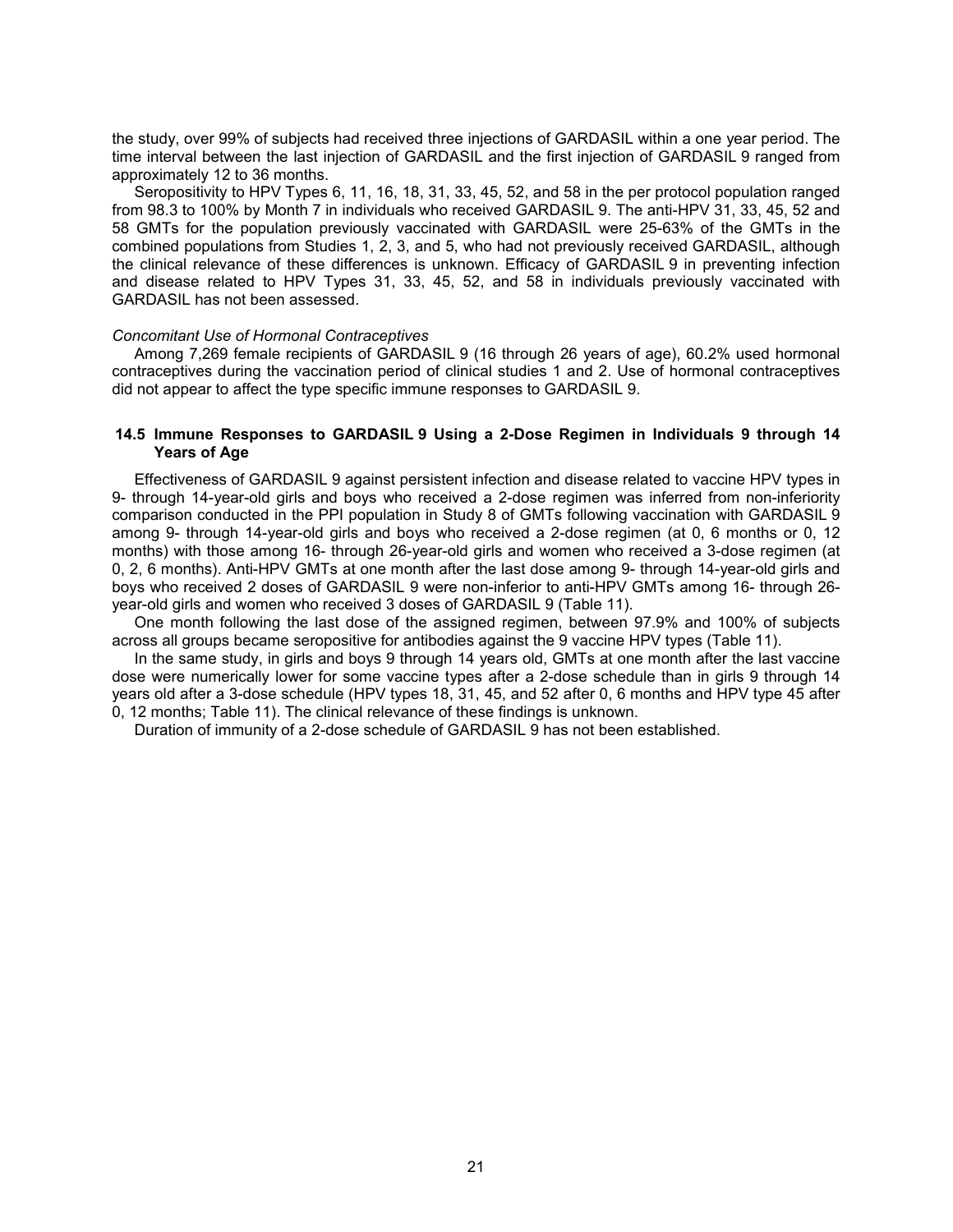the study, over 99% of subjects had received three injections of GARDASIL within a one year period. The time interval between the last injection of GARDASIL and the first injection of GARDASIL 9 ranged from approximately 12 to 36 months.

Seropositivity to HPV Types 6, 11, 16, 18, 31, 33, 45, 52, and 58 in the per protocol population ranged from 98.3 to 100% by Month 7 in individuals who received GARDASIL 9. The anti-HPV 31, 33, 45, 52 and 58 GMTs for the population previously vaccinated with GARDASIL were 25-63% of the GMTs in the combined populations from Studies 1, 2, 3, and 5, who had not previously received GARDASIL, although the clinical relevance of these differences is unknown. Efficacy of GARDASIL 9 in preventing infection and disease related to HPV Types 31, 33, 45, 52, and 58 in individuals previously vaccinated with GARDASIL has not been assessed.

*Concomitant Use of Hormonal Contraceptives*

Among 7,269 female recipients of GARDASIL 9 (16 through 26 years of age), 60.2% used hormonal contraceptives during the vaccination period of clinical studies 1 and 2. Use of hormonal contraceptives did not appear to affect the type specific immune responses to GARDASIL 9.

### 14.5 Immune Responses to GARDASIL 9 Using a 2-Dose Regimen in Individuals 9 through 14 Years of Age

Effectiveness of GARDASIL 9 against persistent infection and disease related to vaccine HPV types in 9- through 14-year-old girls and boys who received a 2-dose regimen was inferred from non-inferiority comparison conducted in the PPI population in Study 8 of GMTs following vaccination with GARDASIL 9 among 9- through 14-year-old girls and boys who received a 2-dose regimen (at 0, 6 months or 0, 12 months) with those among 16- through 26-year-old girls and women who received a 3-dose regimen (at 0, 2, 6 months). Anti-HPV GMTs at one month after the last dose among 9- through 14-year-old girls and boys who received 2 doses of GARDASIL 9 were non-inferior to anti-HPV GMTs among 16- through 26-year-old girls and women who received 3 doses of GARDASIL 9 (Table 11).

One month following the last dose of the assigned regimen, between 97.9% and 100% of subjects across all groups became seropositive for antibodies against the 9 vaccine HPV types (Table 11).

In the same study, in girls and boys 9 through 14 years old, GMTs at one month after the last vaccine dose were numerically lower for some vaccine types after a 2-dose schedule than in girls 9 through 14 years old after a 3-dose schedule (HPV types 18, 31, 45, and 52 after 0, 6 months and HPV type 45 after 0, 12 months; Table 11). The clinical relevance of these findings is unknown.

Duration of immunity of a 2-dose schedule of GARDASIL 9 has not been established.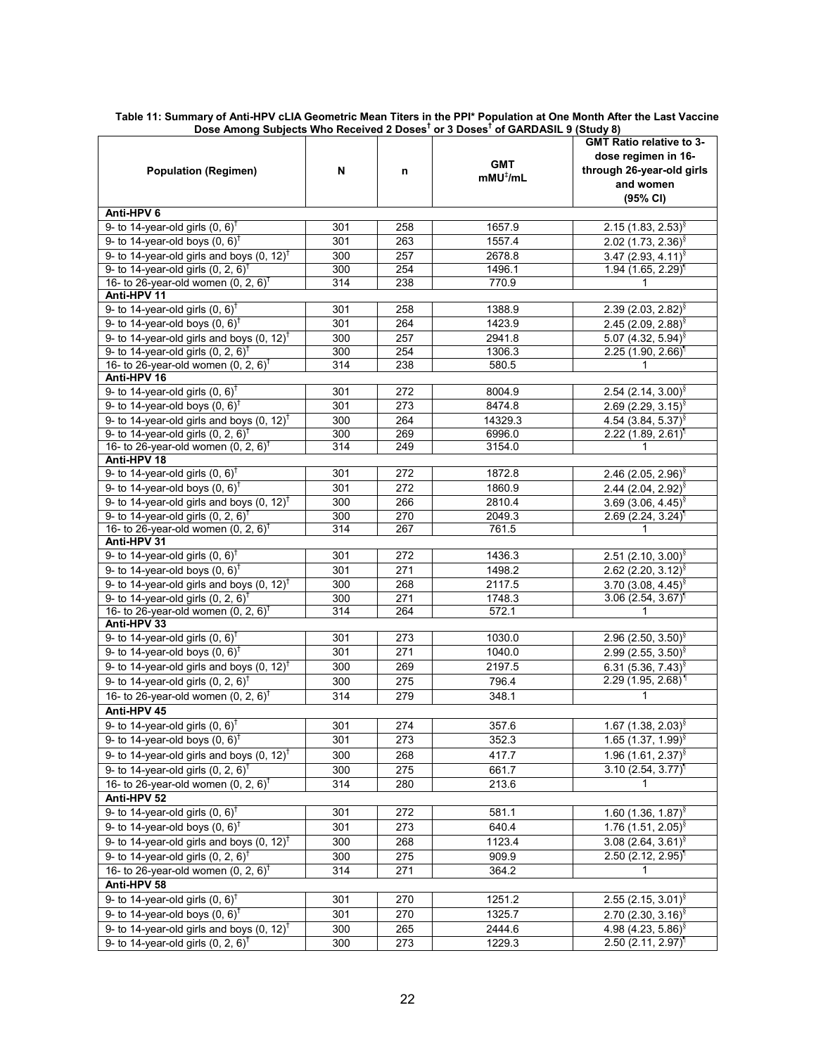**Table 11: Summary of Anti-HPV cLIA Geometric Mean Titers in the PPI\* Population at One Month After the Last Vaccine Dose Among Subjects Who Received 2 Doses[†] or 3 Doses[†] of GARDASIL 9 (Study 8)**

| Population (Regimen) | N | n | GMT mMU[‡]/mL | GMT Ratio relative to 3-dose regimen in 16- through 26-year-old girls and women (95% CI) |
|---|---|---|---|---|
| **Anti-HPV 6** | | | | |
| 9- to 14-year-old girls (0, 6)[†] | 301 | 258 | 1657.9 | 2.15 (1.83, 2.53)[§] |
| 9- to 14-year-old boys (0, 6)[†] | 301 | 263 | 1557.4 | 2.02 (1.73, 2.36)[§] |
| 9- to 14-year-old girls and boys (0, 12)[†] | 300 | 257 | 2678.8 | 3.47 (2.93, 4.11)[§] |
| 9- to 14-year-old girls (0, 2, 6)[†] | 300 | 254 | 1496.1 | 1.94 (1.65, 2.29)[¶] |
| 16- to 26-year-old women (0, 2, 6)[†] | 314 | 238 | 770.9 | 1 |
| **Anti-HPV 11** | | | | |
| 9- to 14-year-old girls (0, 6)[†] | 301 | 258 | 1388.9 | 2.39 (2.03, 2.82)[§] |
| 9- to 14-year-old boys (0, 6)[†] | 301 | 264 | 1423.9 | 2.45 (2.09, 2.88)[§] |
| 9- to 14-year-old girls and boys (0, 12)[†] | 300 | 257 | 2941.8 | 5.07 (4.32, 5.94)[§] |
| 9- to 14-year-old girls (0, 2, 6)[†] | 300 | 254 | 1306.3 | 2.25 (1.90, 2.66)[¶] |
| 16- to 26-year-old women (0, 2, 6)[†] | 314 | 238 | 580.5 | 1 |
| **Anti-HPV 16** | | | | |
| 9- to 14-year-old girls (0, 6)[†] | 301 | 272 | 8004.9 | 2.54 (2.14, 3.00)[§] |
| 9- to 14-year-old boys (0, 6)[†] | 301 | 273 | 8474.8 | 2.69 (2.29, 3.15)[§] |
| 9- to 14-year-old girls and boys (0, 12)[†] | 300 | 264 | 14329.3 | 4.54 (3.84, 5.37)[§] |
| 9- to 14-year-old girls (0, 2, 6)[†] | 300 | 269 | 6996.0 | 2.22 (1.89, 2.61)[¶] |
| 16- to 26-year-old women (0, 2, 6)[†] | 314 | 249 | 3154.0 | 1 |
| **Anti-HPV 18** | | | | |
| 9- to 14-year-old girls (0, 6)[†] | 301 | 272 | 1872.8 | 2.46 (2.05, 2.96)[§] |
| 9- to 14-year-old boys (0, 6)[†] | 301 | 272 | 1860.9 | 2.44 (2.04, 2.92)[§] |
| 9- to 14-year-old girls and boys (0, 12)[†] | 300 | 266 | 2810.4 | 3.69 (3.06, 4.45)[§] |
| 9- to 14-year-old girls (0, 2, 6)[†] | 300 | 270 | 2049.3 | 2.69 (2.24, 3.24)[¶] |
| 16- to 26-year-old women (0, 2, 6)[†] | 314 | 267 | 761.5 | 1 |
| **Anti-HPV 31** | | | | |
| 9- to 14-year-old girls (0, 6)[†] | 301 | 272 | 1436.3 | 2.51 (2.10, 3.00)[§] |
| 9- to 14-year-old boys (0, 6)[†] | 301 | 271 | 1498.2 | 2.62 (2.20, 3.12)[§] |
| 9- to 14-year-old girls and boys (0, 12)[†] | 300 | 268 | 2117.5 | 3.70 (3.08, 4.45)[§] |
| 9- to 14-year-old girls (0, 2, 6)[†] | 300 | 271 | 1748.3 | 3.06 (2.54, 3.67)[¶] |
| 16- to 26-year-old women (0, 2, 6)[†] | 314 | 264 | 572.1 | 1 |
| **Anti-HPV 33** | | | | |
| 9- to 14-year-old girls (0, 6)[†] | 301 | 273 | 1030.0 | 2.96 (2.50, 3.50)[§] |
| 9- to 14-year-old boys (0, 6)[†] | 301 | 271 | 1040.0 | 2.99 (2.55, 3.50)[§] |
| 9- to 14-year-old girls and boys (0, 12)[†] | 300 | 269 | 2197.5 | 6.31 (5.36, 7.43)[§] |
| 9- to 14-year-old girls (0, 2, 6)[†] | 300 | 275 | 796.4 | 2.29 (1.95, 2.68)[¶] |
| 16- to 26-year-old women (0, 2, 6)[†] | 314 | 279 | 348.1 | 1 |
| **Anti-HPV 45** | | | | |
| 9- to 14-year-old girls (0, 6)[†] | 301 | 274 | 357.6 | 1.67 (1.38, 2.03)[§] |
| 9- to 14-year-old boys (0, 6)[†] | 301 | 273 | 352.3 | 1.65 (1.37, 1.99)[§] |
| 9- to 14-year-old girls and boys (0, 12)[†] | 300 | 268 | 417.7 | 1.96 (1.61, 2.37)[§] |
| 9- to 14-year-old girls (0, 2, 6)[†] | 300 | 275 | 661.7 | 3.10 (2.54, 3.77)[¶] |
| 16- to 26-year-old women (0, 2, 6)[†] | 314 | 280 | 213.6 | 1 |
| **Anti-HPV 52** | | | | |
| 9- to 14-year-old girls (0, 6)[†] | 301 | 272 | 581.1 | 1.60 (1.36, 1.87)[§] |
| 9- to 14-year-old boys (0, 6)[†] | 301 | 273 | 640.4 | 1.76 (1.51, 2.05)[§] |
| 9- to 14-year-old girls and boys (0, 12)[†] | 300 | 268 | 1123.4 | 3.08 (2.64, 3.61)[§] |
| 9- to 14-year-old girls (0, 2, 6)[†] | 300 | 275 | 909.9 | 2.50 (2.12, 2.95)[¶] |
| 16- to 26-year-old women (0, 2, 6)[†] | 314 | 271 | 364.2 | 1 |
| **Anti-HPV 58** | | | | |
| 9- to 14-year-old girls (0, 6)[†] | 301 | 270 | 1251.2 | 2.55 (2.15, 3.01)[§] |
| 9- to 14-year-old boys (0, 6)[†] | 301 | 270 | 1325.7 | 2.70 (2.30, 3.16)[§] |
| 9- to 14-year-old girls and boys (0, 12)[†] | 300 | 265 | 2444.6 | 4.98 (4.23, 5.86)[§] |
| 9- to 14-year-old girls (0, 2, 6)[†] | 300 | 273 | 1229.3 | 2.50 (2.11, 2.97)[¶] |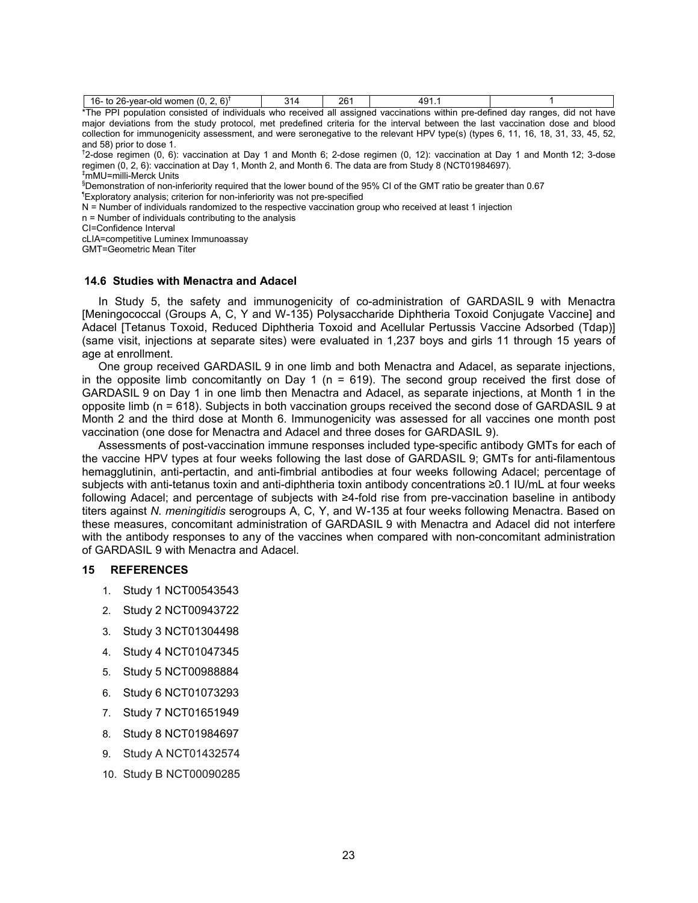| 16- to 26-year-old women (0, 2, 6)[†] | 314 | 261 | 491.1 | 1 |
|---|---|---|---|---|

*The PPI population consisted of individuals who received all assigned vaccinations within pre-defined day ranges, did not have major deviations from the study protocol, met predefined criteria for the interval between the last vaccination dose and blood collection for immunogenicity assessment, and were seronegative to the relevant HPV type(s) (types 6, 11, 16, 18, 31, 33, 45, 52, and 58) prior to dose 1.

[†]2-dose regimen (0, 6): vaccination at Day 1 and Month 6; 2-dose regimen (0, 12): vaccination at Day 1 and Month 12; 3-dose regimen (0, 2, 6): vaccination at Day 1, Month 2, and Month 6. The data are from Study 8 (NCT01984697).

[‡]mMU=milli-Merck Units

[§]Demonstration of non-inferiority required that the lower bound of the 95% CI of the GMT ratio be greater than 0.67

[¶]Exploratory analysis; criterion for non-inferiority was not pre-specified

N = Number of individuals randomized to the respective vaccination group who received at least 1 injection

n = Number of individuals contributing to the analysis

CI=Confidence Interval

cLIA=competitive Luminex Immunoassay

GMT=Geometric Mean Titer

### 14.6 Studies with Menactra and Adacel

In Study 5, the safety and immunogenicity of co-administration of GARDASIL 9 with Menactra [Meningococcal (Groups A, C, Y and W-135) Polysaccharide Diphtheria Toxoid Conjugate Vaccine] and Adacel [Tetanus Toxoid, Reduced Diphtheria Toxoid and Acellular Pertussis Vaccine Adsorbed (Tdap)] (same visit, injections at separate sites) were evaluated in 1,237 boys and girls 11 through 15 years of age at enrollment.

One group received GARDASIL 9 in one limb and both Menactra and Adacel, as separate injections, in the opposite limb concomitantly on Day 1 (n = 619). The second group received the first dose of GARDASIL 9 on Day 1 in one limb then Menactra and Adacel, as separate injections, at Month 1 in the opposite limb (n = 618). Subjects in both vaccination groups received the second dose of GARDASIL 9 at Month 2 and the third dose at Month 6. Immunogenicity was assessed for all vaccines one month post vaccination (one dose for Menactra and Adacel and three doses for GARDASIL 9).

Assessments of post-vaccination immune responses included type-specific antibody GMTs for each of the vaccine HPV types at four weeks following the last dose of GARDASIL 9; GMTs for anti-filamentous hemagglutinin, anti-pertactin, and anti-fimbrial antibodies at four weeks following Adacel; percentage of subjects with anti-tetanus toxin and anti-diphtheria toxin antibody concentrations ≥0.1 IU/mL at four weeks following Adacel; and percentage of subjects with ≥4-fold rise from pre-vaccination baseline in antibody titers against *N. meningitidis* serogroups A, C, Y, and W-135 at four weeks following Menactra. Based on these measures, concomitant administration of GARDASIL 9 with Menactra and Adacel did not interfere with the antibody responses to any of the vaccines when compared with non-concomitant administration of GARDASIL 9 with Menactra and Adacel.

## 15 REFERENCES

1. Study 1 NCT00543543
2. Study 2 NCT00943722
3. Study 3 NCT01304498
4. Study 4 NCT01047345
5. Study 5 NCT00988884
6. Study 6 NCT01073293
7. Study 7 NCT01651949
8. Study 8 NCT01984697
9. Study A NCT01432574
10. Study B NCT00090285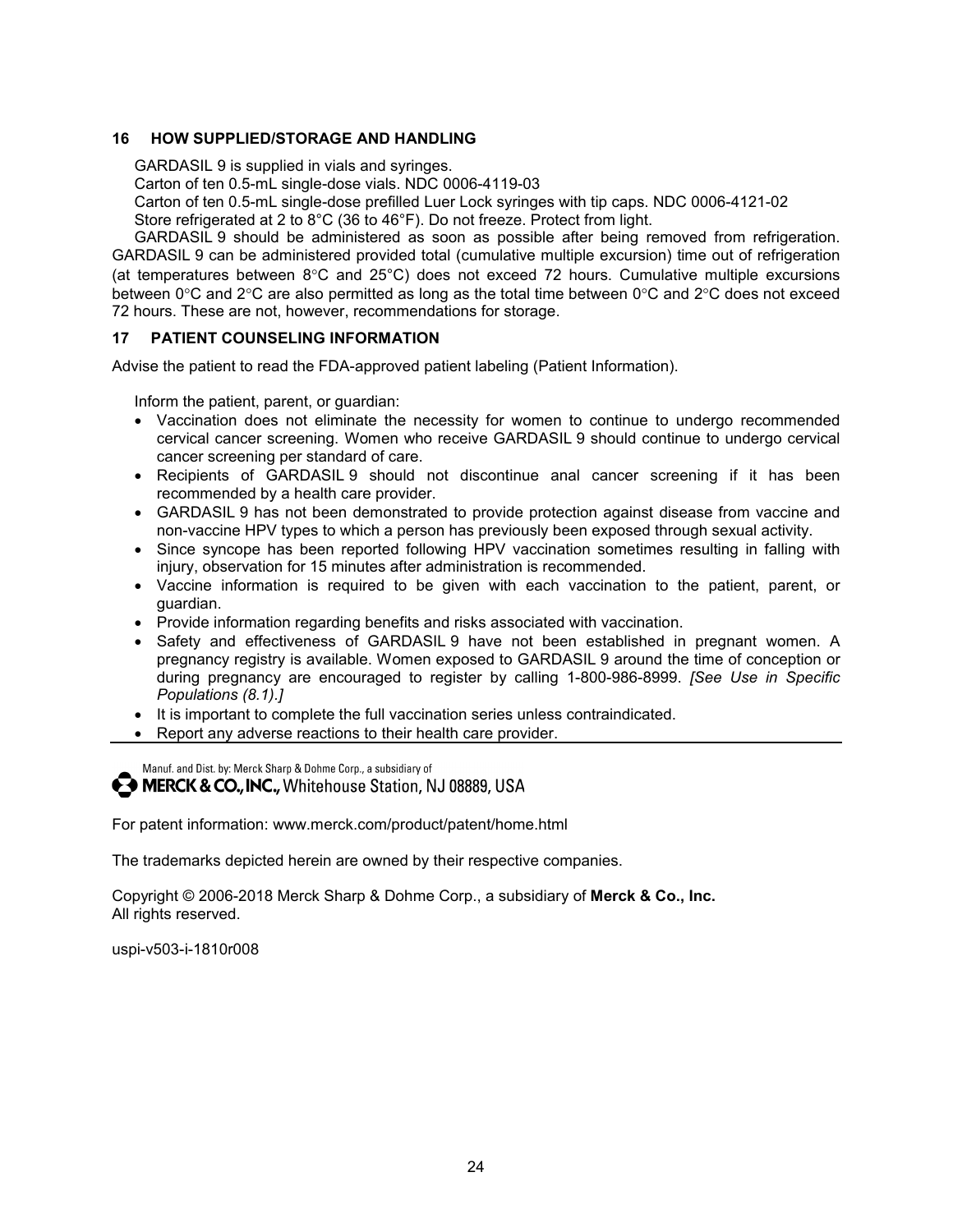## 16 HOW SUPPLIED/STORAGE AND HANDLING

GARDASIL 9 is supplied in vials and syringes.

Carton of ten 0.5-mL single-dose vials. NDC 0006-4119-03

Carton of ten 0.5-mL single-dose prefilled Luer Lock syringes with tip caps. NDC 0006-4121-02

Store refrigerated at 2 to 8°C (36 to 46°F). Do not freeze. Protect from light.

GARDASIL 9 should be administered as soon as possible after being removed from refrigeration. GARDASIL 9 can be administered provided total (cumulative multiple excursion) time out of refrigeration (at temperatures between 8°C and 25°C) does not exceed 72 hours. Cumulative multiple excursions between 0°C and 2°C are also permitted as long as the total time between 0°C and 2°C does not exceed 72 hours. These are not, however, recommendations for storage.

## 17 PATIENT COUNSELING INFORMATION

Advise the patient to read the FDA-approved patient labeling (Patient Information).

Inform the patient, parent, or guardian:

- Vaccination does not eliminate the necessity for women to continue to undergo recommended cervical cancer screening. Women who receive GARDASIL 9 should continue to undergo cervical cancer screening per standard of care.
- Recipients of GARDASIL 9 should not discontinue anal cancer screening if it has been recommended by a health care provider.
- GARDASIL 9 has not been demonstrated to provide protection against disease from vaccine and non-vaccine HPV types to which a person has previously been exposed through sexual activity.
- Since syncope has been reported following HPV vaccination sometimes resulting in falling with injury, observation for 15 minutes after administration is recommended.
- Vaccine information is required to be given with each vaccination to the patient, parent, or guardian.
- Provide information regarding benefits and risks associated with vaccination.
- Safety and effectiveness of GARDASIL 9 have not been established in pregnant women. A pregnancy registry is available. Women exposed to GARDASIL 9 around the time of conception or during pregnancy are encouraged to register by calling 1-800-986-8999. *[See Use in Specific Populations (8.1).]*
- It is important to complete the full vaccination series unless contraindicated.
- Report any adverse reactions to their health care provider.

Manuf. and Dist. by: Merck Sharp & Dohme Corp., a subsidiary of
**MERCK & CO., INC.,** Whitehouse Station, NJ 08889, USA

For patent information: www.merck.com/product/patent/home.html

The trademarks depicted herein are owned by their respective companies.

Copyright © 2006-2018 Merck Sharp & Dohme Corp., a subsidiary of **Merck & Co., Inc.**
All rights reserved.

uspi-v503-i-1810r008